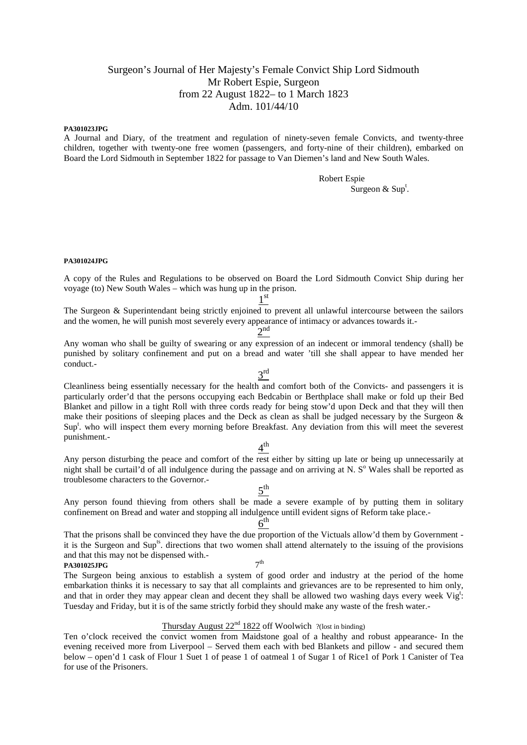# Surgeon's Journal of Her Majesty's Female Convict Ship Lord Sidmouth
## Mr Robert Espie, Surgeon
## from 22 August 1822– to 1 March 1823
## Adm. 101/44/10

**PA301023JPG**

A Journal and Diary, of the treatment and regulation of ninety-seven female Convicts, and twenty-three children, together with twenty-one free women (passengers, and forty-nine of their children), embarked on Board the Lord Sidmouth in September 1822 for passage to Van Diemen's land and New South Wales.

Robert Espie
Surgeon & Sup[t].

**PA301024JPG**

A copy of the Rules and Regulations to be observed on Board the Lord Sidmouth Convict Ship during her voyage (to) New South Wales – which was hung up in the prison.

1[st]

The Surgeon & Superintendant being strictly enjoined to prevent all unlawful intercourse between the sailors and the women, he will punish most severely every appearance of intimacy or advances towards it.-

2[nd]

Any woman who shall be guilty of swearing or any expression of an indecent or immoral tendency (shall) be punished by solitary confinement and put on a bread and water 'till she shall appear to have mended her conduct.-

3[rd]

Cleanliness being essentially necessary for the health and comfort both of the Convicts- and passengers it is particularly order'd that the persons occupying each Bedcabin or Berthplace shall make or fold up their Bed Blanket and pillow in a tight Roll with three cords ready for being stow'd upon Deck and that they will then make their positions of sleeping places and the Deck as clean as shall be judged necessary by the Surgeon & Sup[t]. who will inspect them every morning before Breakfast. Any deviation from this will meet the severest punishment.-

4[th]

Any person disturbing the peace and comfort of the rest either by sitting up late or being up unnecessarily at night shall be curtail'd of all indulgence during the passage and on arriving at N. S[o] Wales shall be reported as troublesome characters to the Governor.-

5[th]

Any person found thieving from others shall be made a severe example of by putting them in solitary confinement on Bread and water and stopping all indulgence untill evident signs of Reform take place.-

6[th]

That the prisons shall be convinced they have the due proportion of the Victuals allow'd them by Government - it is the Surgeon and Sup[ts]. directions that two women shall attend alternately to the issuing of the provisions and that this may not be dispensed with.-

**PA301025JPG**

7[th]

The Surgeon being anxious to establish a system of good order and industry at the period of the home embarkation thinks it is necessary to say that all complaints and grievances are to be represented to him only, and that in order they may appear clean and decent they shall be allowed two washing days every week Vig[t]: Tuesday and Friday, but it is of the same strictly forbid they should make any waste of the fresh water.-

Thursday August 22[nd] 1822 off Woolwich ?(lost in binding)

Ten o'clock received the convict women from Maidstone goal of a healthy and robust appearance- In the evening received more from Liverpool – Served them each with bed Blankets and pillow - and secured them below – open'd 1 cask of Flour 1 Suet 1 of pease 1 of oatmeal 1 of Sugar 1 of Rice1 of Pork 1 Canister of Tea for use of the Prisoners.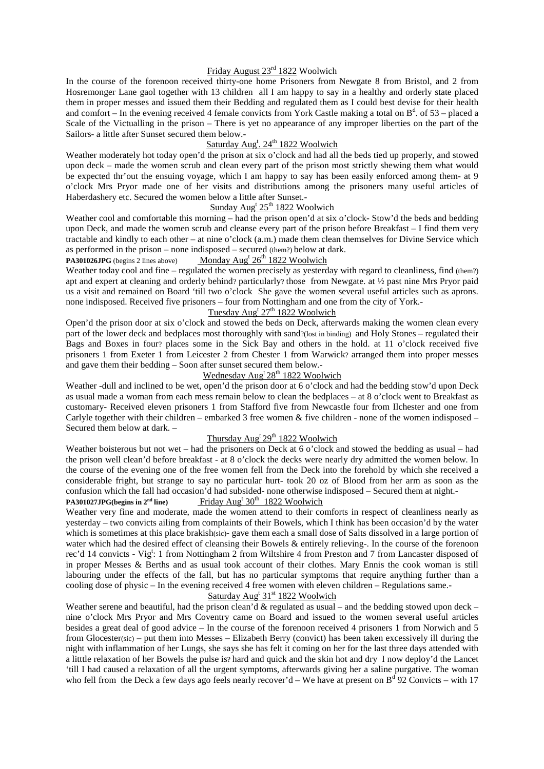Friday August 23rd 1822 Woolwich

In the course of the forenoon received thirty-one home Prisoners from Newgate 8 from Bristol, and 2 from Hosremonger Lane gaol together with 13 children all I am happy to say in a healthy and orderly state placed them in proper messes and issued them their Bedding and regulated them as I could best devise for their health and comfort – In the evening received 4 female convicts from York Castle making a total on Bd. of 53 – placed a Scale of the Victualling in the prison – There is yet no appearance of any improper liberties on the part of the Sailors- a little after Sunset secured them below.-

Saturday Augt. 24th 1822 Woolwich

Weather moderately hot today open'd the prison at six o'clock and had all the beds tied up properly, and stowed upon deck – made the women scrub and clean every part of the prison most strictly shewing them what would be expected thr'out the ensuing voyage, which I am happy to say has been easily enforced among them- at 9 o'clock Mrs Pryor made one of her visits and distributions among the prisoners many useful articles of Haberdashery etc. Secured the women below a little after Sunset.-

Sunday Augt 25th 1822 Woolwich

Weather cool and comfortable this morning – had the prison open'd at six o'clock- Stow'd the beds and bedding upon Deck, and made the women scrub and cleanse every part of the prison before Breakfast – I find them very tractable and kindly to each other – at nine o'clock (a.m.) made them clean themselves for Divine Service which as performed in the prison – none indisposed – secured (them?) below at dark.

**PA301026JPG** (begins 2 lines above) Monday Augt 26th 1822 Woolwich

Weather today cool and fine – regulated the women precisely as yesterday with regard to cleanliness, find (them?) apt and expert at cleaning and orderly behind? particularly? those from Newgate. at ½ past nine Mrs Pryor paid us a visit and remained on Board 'till two o'clock She gave the women several useful articles such as aprons. none indisposed. Received five prisoners – four from Nottingham and one from the city of York.-

Tuesday Augt 27th 1822 Woolwich

Open'd the prison door at six o'clock and stowed the beds on Deck, afterwards making the women clean every part of the lower deck and bedplaces most thoroughly with sand?(lost in binding) and Holy Stones – regulated their Bags and Boxes in four? places some in the Sick Bay and others in the hold. at 11 o'clock received five prisoners 1 from Exeter 1 from Leicester 2 from Chester 1 from Warwick? arranged them into proper messes and gave them their bedding – Soon after sunset secured them below.-

Wednesday Augt 28th 1822 Woolwich

Weather -dull and inclined to be wet, open'd the prison door at 6 o'clock and had the bedding stow'd upon Deck as usual made a woman from each mess remain below to clean the bedplaces – at 8 o'clock went to Breakfast as customary- Received eleven prisoners 1 from Stafford five from Newcastle four from Ilchester and one from Carlyle together with their children – embarked 3 free women & five children - none of the women indisposed – Secured them below at dark. –

Thursday Augt 29th 1822 Woolwich

Weather boisterous but not wet – had the prisoners on Deck at 6 o'clock and stowed the bedding as usual – had the prison well clean'd before breakfast - at 8 o'clock the decks were nearly dry admitted the women below. In the course of the evening one of the free women fell from the Deck into the forehold by which she received a considerable fright, but strange to say no particular hurt- took 20 oz of Blood from her arm as soon as the confusion which the fall had occasion'd had subsided- none otherwise indisposed – Secured them at night.-

**PA301027JPG(begins in 2nd line)** Friday Augt 30th 1822 Woolwich

Weather very fine and moderate, made the women attend to their comforts in respect of cleanliness nearly as yesterday – two convicts ailing from complaints of their Bowels, which I think has been occasion'd by the water which is sometimes at this place brakish(sic)- gave them each a small dose of Salts dissolved in a large portion of water which had the desired effect of cleansing their Bowels & entirely relieving-. In the course of the forenoon rec'd 14 convicts - Vigt: 1 from Nottingham 2 from Wiltshire 4 from Preston and 7 from Lancaster disposed of in proper Messes & Berths and as usual took account of their clothes. Mary Ennis the cook woman is still labouring under the effects of the fall, but has no particular symptoms that require anything further than a cooling dose of physic – In the evening received 4 free women with eleven children – Regulations same.-

Saturday Augt 31st 1822 Woolwich

Weather serene and beautiful, had the prison clean'd & regulated as usual – and the bedding stowed upon deck – nine o'clock Mrs Pryor and Mrs Coventry came on Board and issued to the women several useful articles besides a great deal of good advice – In the course of the forenoon received 4 prisoners 1 from Norwich and 5 from Glocester(sic) – put them into Messes – Elizabeth Berry (convict) has been taken excessively ill during the night with inflammation of her Lungs, she says she has felt it coming on her for the last three days attended with a litttle relaxation of her Bowels the pulse is? hard and quick and the skin hot and dry I now deploy'd the Lancet 'till I had caused a relaxation of all the urgent symptoms, afterwards giving her a saline purgative. The woman who fell from the Deck a few days ago feels nearly recover'd – We have at present on Bd 92 Convicts – with 17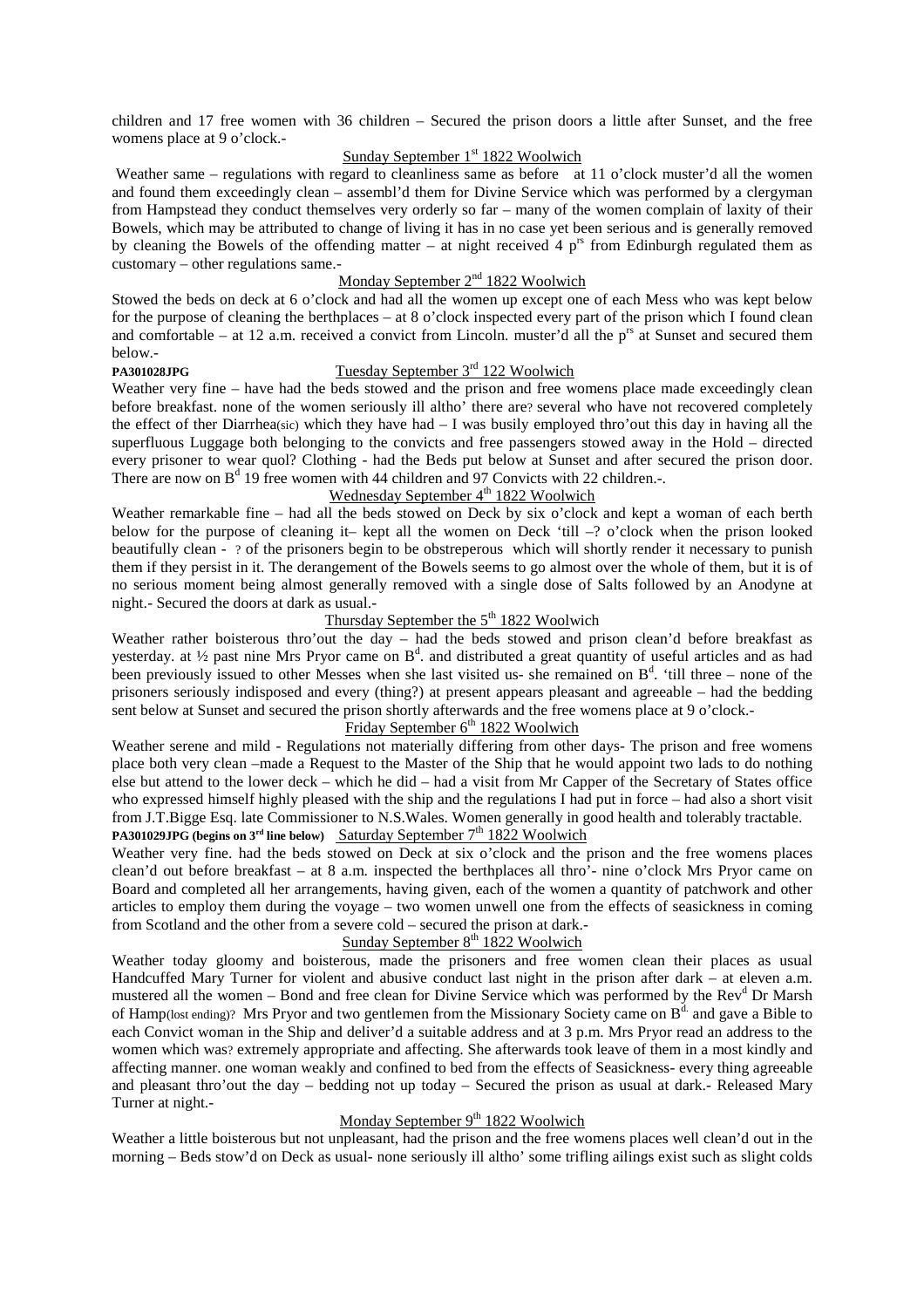children and 17 free women with 36 children – Secured the prison doors a little after Sunset, and the free womens place at 9 o'clock.-

Sunday September 1st 1822 Woolwich

Weather same – regulations with regard to cleanliness same as before at 11 o'clock muster'd all the women and found them exceedingly clean – assembl'd them for Divine Service which was performed by a clergyman from Hampstead they conduct themselves very orderly so far – many of the women complain of laxity of their Bowels, which may be attributed to change of living it has in no case yet been serious and is generally removed by cleaning the Bowels of the offending matter – at night received 4 p[rs] from Edinburgh regulated them as customary – other regulations same.-

Monday September 2nd 1822 Woolwich

Stowed the beds on deck at 6 o'clock and had all the women up except one of each Mess who was kept below for the purpose of cleaning the berthplaces – at 8 o'clock inspected every part of the prison which I found clean and comfortable – at 12 a.m. received a convict from Lincoln. muster'd all the p[rs] at Sunset and secured them below.-

**PA301028JPG**

Tuesday September 3rd 122 Woolwich

Weather very fine – have had the beds stowed and the prison and free womens place made exceedingly clean before breakfast. none of the women seriously ill altho' there are? several who have not recovered completely the effect of ther Diarrhea(sic) which they have had – I was busily employed thro'out this day in having all the superfluous Luggage both belonging to the convicts and free passengers stowed away in the Hold – directed every prisoner to wear quol? Clothing - had the Beds put below at Sunset and after secured the prison door. There are now on B[d] 19 free women with 44 children and 97 Convicts with 22 children.-.

Wednesday September 4th 1822 Woolwich

Weather remarkable fine – had all the beds stowed on Deck by six o'clock and kept a woman of each berth below for the purpose of cleaning it– kept all the women on Deck 'till –? o'clock when the prison looked beautifully clean - ? of the prisoners begin to be obstreperous which will shortly render it necessary to punish them if they persist in it. The derangement of the Bowels seems to go almost over the whole of them, but it is of no serious moment being almost generally removed with a single dose of Salts followed by an Anodyne at night.- Secured the doors at dark as usual.-

Thursday September the 5th 1822 Woolwich

Weather rather boisterous thro'out the day – had the beds stowed and prison clean'd before breakfast as yesterday. at ½ past nine Mrs Pryor came on B[d]. and distributed a great quantity of useful articles and as had been previously issued to other Messes when she last visited us- she remained on B[d]. 'till three – none of the prisoners seriously indisposed and every (thing?) at present appears pleasant and agreeable – had the bedding sent below at Sunset and secured the prison shortly afterwards and the free womens place at 9 o'clock.-

Friday September 6th 1822 Woolwich

Weather serene and mild - Regulations not materially differing from other days- The prison and free womens place both very clean –made a Request to the Master of the Ship that he would appoint two lads to do nothing else but attend to the lower deck – which he did – had a visit from Mr Capper of the Secretary of States office who expressed himself highly pleased with the ship and the regulations I had put in force – had also a short visit from J.T.Bigge Esq. late Commissioner to N.S.Wales. Women generally in good health and tolerably tractable.

**PA301029JPG (begins on 3rd line below)** Saturday September 7th 1822 Woolwich

Weather very fine. had the beds stowed on Deck at six o'clock and the prison and the free womens places clean'd out before breakfast – at 8 a.m. inspected the berthplaces all thro'- nine o'clock Mrs Pryor came on Board and completed all her arrangements, having given, each of the women a quantity of patchwork and other articles to employ them during the voyage – two women unwell one from the effects of seasickness in coming from Scotland and the other from a severe cold – secured the prison at dark.-

Sunday September 8th 1822 Woolwich

Weather today gloomy and boisterous, made the prisoners and free women clean their places as usual Handcuffed Mary Turner for violent and abusive conduct last night in the prison after dark – at eleven a.m. mustered all the women – Bond and free clean for Divine Service which was performed by the Rev[d] Dr Marsh of Hamp(lost ending)? Mrs Pryor and two gentlemen from the Missionary Society came on B[d.] and gave a Bible to each Convict woman in the Ship and deliver'd a suitable address and at 3 p.m. Mrs Pryor read an address to the women which was? extremely appropriate and affecting. She afterwards took leave of them in a most kindly and affecting manner. one woman weakly and confined to bed from the effects of Seasickness- every thing agreeable and pleasant thro'out the day – bedding not up today – Secured the prison as usual at dark.- Released Mary Turner at night.-

Monday September 9th 1822 Woolwich

Weather a little boisterous but not unpleasant, had the prison and the free womens places well clean'd out in the morning – Beds stow'd on Deck as usual- none seriously ill altho' some trifling ailings exist such as slight colds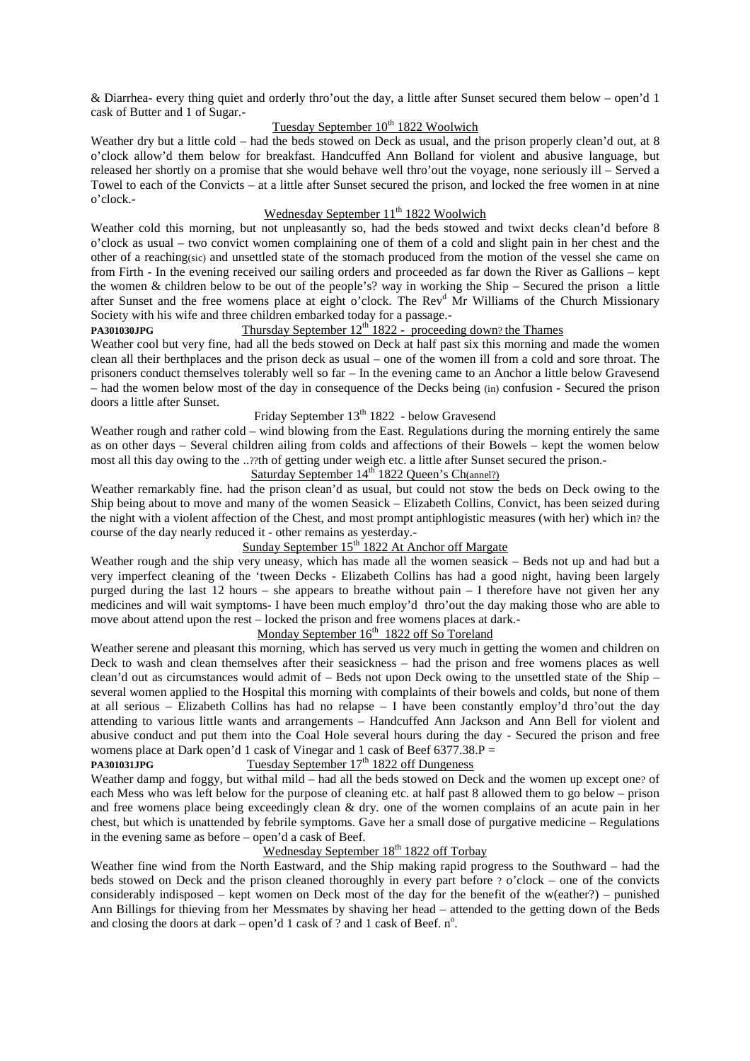& Diarrhea- every thing quiet and orderly thro'out the day, a little after Sunset secured them below – open'd 1 cask of Butter and 1 of Sugar.-

Tuesday September 10th 1822 Woolwich

Weather dry but a little cold – had the beds stowed on Deck as usual, and the prison properly clean'd out, at 8 o'clock allow'd them below for breakfast. Handcuffed Ann Bolland for violent and abusive language, but released her shortly on a promise that she would behave well thro'out the voyage, none seriously ill – Served a Towel to each of the Convicts – at a little after Sunset secured the prison, and locked the free women in at nine o'clock.-

Wednesday September 11th 1822 Woolwich

Weather cold this morning, but not unpleasantly so, had the beds stowed and twixt decks clean'd before 8 o'clock as usual – two convict women complaining one of them of a cold and slight pain in her chest and the other of a reaching(sic) and unsettled state of the stomach produced from the motion of the vessel she came on from Firth - In the evening received our sailing orders and proceeded as far down the River as Gallions – kept the women & children below to be out of the people's? way in working the Ship – Secured the prison a little after Sunset and the free womens place at eight o'clock. The Revd Mr Williams of the Church Missionary Society with his wife and three children embarked today for a passage.-

**PA301030JPG** Thursday September 12th 1822 - proceeding down? the Thames

Weather cool but very fine, had all the beds stowed on Deck at half past six this morning and made the women clean all their berthplaces and the prison deck as usual – one of the women ill from a cold and sore throat. The prisoners conduct themselves tolerably well so far – In the evening came to an Anchor a little below Gravesend – had the women below most of the day in consequence of the Decks being (in) confusion - Secured the prison doors a little after Sunset.

Friday September 13th 1822 - below Gravesend

Weather rough and rather cold – wind blowing from the East. Regulations during the morning entirely the same as on other days – Several children ailing from colds and affections of their Bowels – kept the women below most all this day owing to the ..??th of getting under weigh etc. a little after Sunset secured the prison.-

Saturday September 14th 1822 Queen's Ch(annel?)

Weather remarkably fine. had the prison clean'd as usual, but could not stow the beds on Deck owing to the Ship being about to move and many of the women Seasick – Elizabeth Collins, Convict, has been seized during the night with a violent affection of the Chest, and most prompt antiphlogistic measures (with her) which in? the course of the day nearly reduced it - other remains as yesterday.-

Sunday September 15th 1822 At Anchor off Margate

Weather rough and the ship very uneasy, which has made all the women seasick – Beds not up and had but a very imperfect cleaning of the 'tween Decks - Elizabeth Collins has had a good night, having been largely purged during the last 12 hours – she appears to breathe without pain – I therefore have not given her any medicines and will wait symptoms- I have been much employ'd thro'out the day making those who are able to move about attend upon the rest – locked the prison and free womens places at dark.-

Monday September 16th 1822 off So Toreland

Weather serene and pleasant this morning, which has served us very much in getting the women and children on Deck to wash and clean themselves after their seasickness – had the prison and free womens places as well clean'd out as circumstances would admit of – Beds not upon Deck owing to the unsettled state of the Ship – several women applied to the Hospital this morning with complaints of their bowels and colds, but none of them at all serious – Elizabeth Collins has had no relapse – I have been constantly employ'd thro'out the day attending to various little wants and arrangements – Handcuffed Ann Jackson and Ann Bell for violent and abusive conduct and put them into the Coal Hole several hours during the day - Secured the prison and free womens place at Dark open'd 1 cask of Vinegar and 1 cask of Beef 6377.38.P =

**PA301031JPG** Tuesday September 17th 1822 off Dungeness

Weather damp and foggy, but withal mild – had all the beds stowed on Deck and the women up except one? of each Mess who was left below for the purpose of cleaning etc. at half past 8 allowed them to go below – prison and free womens place being exceedingly clean & dry. one of the women complains of an acute pain in her chest, but which is unattended by febrile symptoms. Gave her a small dose of purgative medicine – Regulations in the evening same as before – open'd a cask of Beef.

Wednesday September 18th 1822 off Torbay

Weather fine wind from the North Eastward, and the Ship making rapid progress to the Southward – had the beds stowed on Deck and the prison cleaned thoroughly in every part before ? o'clock – one of the convicts considerably indisposed – kept women on Deck most of the day for the benefit of the w(eather?) – punished Ann Billings for thieving from her Messmates by shaving her head – attended to the getting down of the Beds and closing the doors at dark – open'd 1 cask of ? and 1 cask of Beef. no.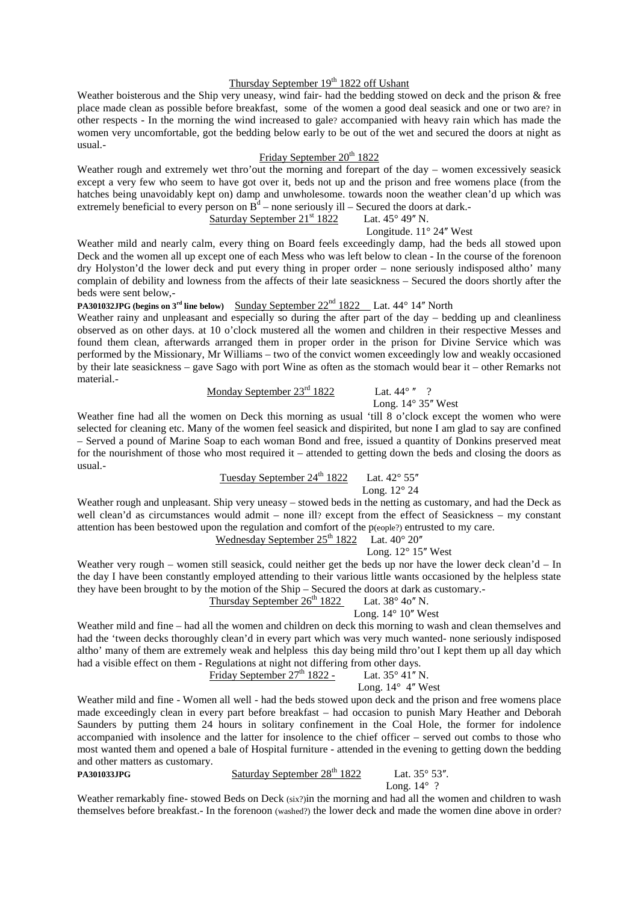Thursday September 19th 1822 off Ushant

Weather boisterous and the Ship very uneasy, wind fair- had the bedding stowed on deck and the prison & free place made clean as possible before breakfast, some of the women a good deal seasick and one or two are? in other respects - In the morning the wind increased to gale? accompanied with heavy rain which has made the women very uncomfortable, got the bedding below early to be out of the wet and secured the doors at night as usual.-

Friday September 20th 1822

Weather rough and extremely wet thro'out the morning and forepart of the day – women excessively seasick except a very few who seem to have got over it, beds not up and the prison and free womens place (from the hatches being unavoidably kept on) damp and unwholesome. towards noon the weather clean'd up which was extremely beneficial to every person on B$^{d}$ – none seriously ill – Secured the doors at dark.-

Saturday September 21st 1822 Lat. 45° 49″ N.
Longitude. 11° 24″ West

Weather mild and nearly calm, every thing on Board feels exceedingly damp, had the beds all stowed upon Deck and the women all up except one of each Mess who was left below to clean - In the course of the forenoon dry Holyston'd the lower deck and put every thing in proper order – none seriously indisposed altho' many complain of debility and lowness from the affects of their late seasickness – Secured the doors shortly after the beds were sent below,-

**PA301032JPG (begins on 3rd line below)** Sunday September 22nd 1822 Lat. 44° 14″ North

Weather rainy and unpleasant and especially so during the after part of the day – bedding up and cleanliness observed as on other days. at 10 o'clock mustered all the women and children in their respective Messes and found them clean, afterwards arranged them in proper order in the prison for Divine Service which was performed by the Missionary, Mr Williams – two of the convict women exceedingly low and weakly occasioned by their late seasickness – gave Sago with port Wine as often as the stomach would bear it – other Remarks not material.-

Monday September 23rd 1822 Lat. 44° ″ ?
Long. 14° 35″ West

Weather fine had all the women on Deck this morning as usual 'till 8 o'clock except the women who were selected for cleaning etc. Many of the women feel seasick and dispirited, but none I am glad to say are confined – Served a pound of Marine Soap to each woman Bond and free, issued a quantity of Donkins preserved meat for the nourishment of those who most required it – attended to getting down the beds and closing the doors as usual.-

Tuesday September 24th 1822 Lat. 42° 55″
Long. 12° 24

Weather rough and unpleasant. Ship very uneasy – stowed beds in the netting as customary, and had the Deck as well clean'd as circumstances would admit – none ill? except from the effect of Seasickness – my constant attention has been bestowed upon the regulation and comfort of the p(eople?) entrusted to my care.

Wednesday September 25th 1822 Lat. 40° 20″
Long. 12° 15″ West

Weather very rough – women still seasick, could neither get the beds up nor have the lower deck clean'd – In the day I have been constantly employed attending to their various little wants occasioned by the helpless state they have been brought to by the motion of the Ship – Secured the doors at dark as customary.-

Thursday September 26th 1822 Lat. 38° 4o″ N.
Long. 14° 10″ West

Weather mild and fine – had all the women and children on deck this morning to wash and clean themselves and had the 'tween decks thoroughly clean'd in every part which was very much wanted- none seriously indisposed altho' many of them are extremely weak and helpless this day being mild thro'out I kept them up all day which had a visible effect on them - Regulations at night not differing from other days.

Friday September 27th 1822 - Lat. 35° 41″ N.
Long. 14° 4″ West

Weather mild and fine - Women all well - had the beds stowed upon deck and the prison and free womens place made exceedingly clean in every part before breakfast – had occasion to punish Mary Heather and Deborah Saunders by putting them 24 hours in solitary confinement in the Coal Hole, the former for indolence accompanied with insolence and the latter for insolence to the chief officer – served out combs to those who most wanted them and opened a bale of Hospital furniture - attended in the evening to getting down the bedding and other matters as customary.

**PA301033JPG** Saturday September 28th 1822 Lat. 35° 53″.
Long. 14° ?

Weather remarkably fine- stowed Beds on Deck (six?)in the morning and had all the women and children to wash themselves before breakfast.- In the forenoon (washed?) the lower deck and made the women dine above in order?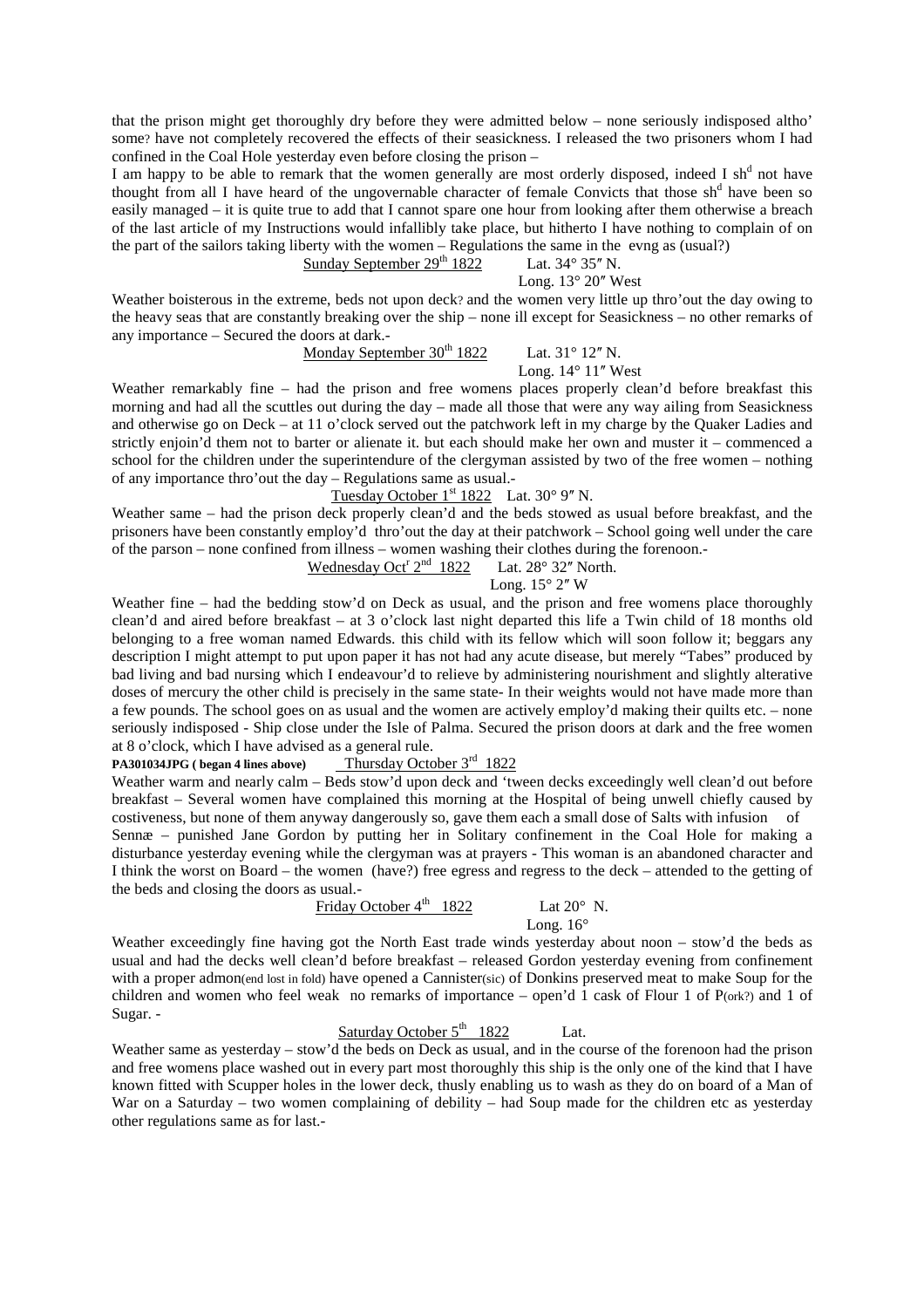that the prison might get thoroughly dry before they were admitted below – none seriously indisposed altho' some? have not completely recovered the effects of their seasickness. I released the two prisoners whom I had confined in the Coal Hole yesterday even before closing the prison –

I am happy to be able to remark that the women generally are most orderly disposed, indeed I sh[d] not have thought from all I have heard of the ungovernable character of female Convicts that those sh[d] have been so easily managed – it is quite true to add that I cannot spare one hour from looking after them otherwise a breach of the last article of my Instructions would infallibly take place, but hitherto I have nothing to complain of on the part of the sailors taking liberty with the women – Regulations the same in the evng as (usual?)

<u>Sunday September 29th 1822</u> Lat. 34° 35″ N.
Long. 13° 20″ West

Weather boisterous in the extreme, beds not upon deck? and the women very little up thro'out the day owing to the heavy seas that are constantly breaking over the ship – none ill except for Seasickness – no other remarks of any importance – Secured the doors at dark.-

<u>Monday September 30th 1822</u> Lat. 31° 12″ N.
Long. 14° 11″ West

Weather remarkably fine – had the prison and free womens places properly clean'd before breakfast this morning and had all the scuttles out during the day – made all those that were any way ailing from Seasickness and otherwise go on Deck – at 11 o'clock served out the patchwork left in my charge by the Quaker Ladies and strictly enjoin'd them not to barter or alienate it. but each should make her own and muster it – commenced a school for the children under the superintendure of the clergyman assisted by two of the free women – nothing of any importance thro'out the day – Regulations same as usual.-

<u>Tuesday October 1st 1822</u> Lat. 30° 9″ N.

Weather same – had the prison deck properly clean'd and the beds stowed as usual before breakfast, and the prisoners have been constantly employ'd thro'out the day at their patchwork – School going well under the care of the parson – none confined from illness – women washing their clothes during the forenoon.-

<u>Wednesday Oct[r] 2nd 1822</u> Lat. 28° 32″ North.
Long. 15° 2″ W

Weather fine – had the bedding stow'd on Deck as usual, and the prison and free womens place thoroughly clean'd and aired before breakfast – at 3 o'clock last night departed this life a Twin child of 18 months old belonging to a free woman named Edwards. this child with its fellow which will soon follow it; beggars any description I might attempt to put upon paper it has not had any acute disease, but merely "Tabes" produced by bad living and bad nursing which I endeavour'd to relieve by administering nourishment and slightly alterative doses of mercury the other child is precisely in the same state- In their weights would not have made more than a few pounds. The school goes on as usual and the women are actively employ'd making their quilts etc. – none seriously indisposed - Ship close under the Isle of Palma. Secured the prison doors at dark and the free women at 8 o'clock, which I have advised as a general rule.

**PA301034JPG ( began 4 lines above)** <u>Thursday October 3rd 1822</u>

Weather warm and nearly calm – Beds stow'd upon deck and 'tween decks exceedingly well clean'd out before breakfast – Several women have complained this morning at the Hospital of being unwell chiefly caused by costiveness, but none of them anyway dangerously so, gave them each a small dose of Salts with infusion of Sennæ – punished Jane Gordon by putting her in Solitary confinement in the Coal Hole for making a disturbance yesterday evening while the clergyman was at prayers - This woman is an abandoned character and I think the worst on Board – the women (have?) free egress and regress to the deck – attended to the getting of the beds and closing the doors as usual.-

<u>Friday October 4th 1822</u> Lat 20° N.
Long. 16°

Weather exceedingly fine having got the North East trade winds yesterday about noon – stow'd the beds as usual and had the decks well clean'd before breakfast – released Gordon yesterday evening from confinement with a proper admon(end lost in fold) have opened a Cannister(sic) of Donkins preserved meat to make Soup for the children and women who feel weak no remarks of importance – open'd 1 cask of Flour 1 of P(ork?) and 1 of Sugar. -

<u>Saturday October 5th 1822</u> Lat.

Weather same as yesterday – stow'd the beds on Deck as usual, and in the course of the forenoon had the prison and free womens place washed out in every part most thoroughly this ship is the only one of the kind that I have known fitted with Scupper holes in the lower deck, thusly enabling us to wash as they do on board of a Man of War on a Saturday – two women complaining of debility – had Soup made for the children etc as yesterday other regulations same as for last.-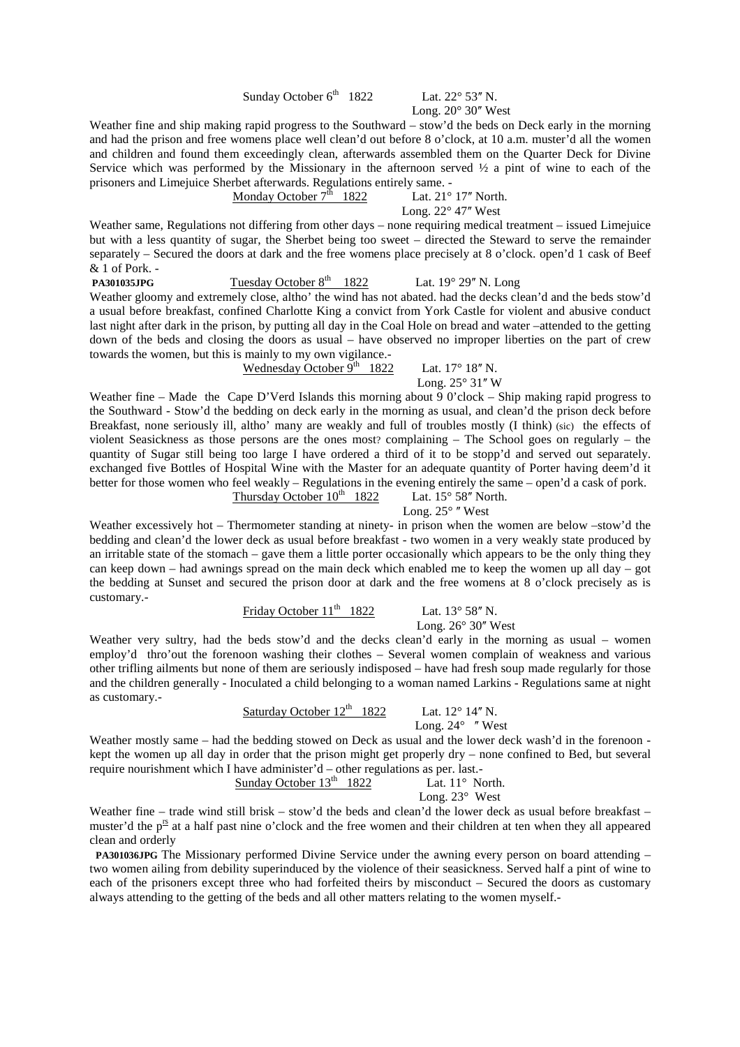Sunday October 6th 1822 Lat. 22° 53″ N.
Long. 20° 30″ West

Weather fine and ship making rapid progress to the Southward – stow'd the beds on Deck early in the morning and had the prison and free womens place well clean'd out before 8 o'clock, at 10 a.m. muster'd all the women and children and found them exceedingly clean, afterwards assembled them on the Quarter Deck for Divine Service which was performed by the Missionary in the afternoon served ½ a pint of wine to each of the prisoners and Limejuice Sherbet afterwards. Regulations entirely same. -

Monday October 7th 1822 Lat. 21° 17″ North.
Long. 22° 47″ West

Weather same, Regulations not differing from other days – none requiring medical treatment – issued Limejuice but with a less quantity of sugar, the Sherbet being too sweet – directed the Steward to serve the remainder separately – Secured the doors at dark and the free womens place precisely at 8 o'clock. open'd 1 cask of Beef & 1 of Pork. -

**PA301035JPG** Tuesday October 8th 1822 Lat. 19° 29″ N. Long

Weather gloomy and extremely close, altho' the wind has not abated. had the decks clean'd and the beds stow'd a usual before breakfast, confined Charlotte King a convict from York Castle for violent and abusive conduct last night after dark in the prison, by putting all day in the Coal Hole on bread and water –attended to the getting down of the beds and closing the doors as usual – have observed no improper liberties on the part of crew towards the women, but this is mainly to my own vigilance.-

Wednesday October 9th 1822 Lat. 17° 18″ N.
Long. 25° 31″ W

Weather fine – Made the Cape D'Verd Islands this morning about 9 0'clock – Ship making rapid progress to the Southward - Stow'd the bedding on deck early in the morning as usual, and clean'd the prison deck before Breakfast, none seriously ill, altho' many are weakly and full of troubles mostly (I think) (sic) the effects of violent Seasickness as those persons are the ones most? complaining – The School goes on regularly – the quantity of Sugar still being too large I have ordered a third of it to be stopp'd and served out separately. exchanged five Bottles of Hospital Wine with the Master for an adequate quantity of Porter having deem'd it better for those women who feel weakly – Regulations in the evening entirely the same – open'd a cask of pork.

Thursday October 10th 1822 Lat. 15° 58″ North.
Long. 25° ″ West

Weather excessively hot – Thermometer standing at ninety- in prison when the women are below –stow'd the bedding and clean'd the lower deck as usual before breakfast - two women in a very weakly state produced by an irritable state of the stomach – gave them a little porter occasionally which appears to be the only thing they can keep down – had awnings spread on the main deck which enabled me to keep the women up all day – got the bedding at Sunset and secured the prison door at dark and the free womens at 8 o'clock precisely as is customary.-

Friday October 11th 1822 Lat. 13° 58″ N.
Long. 26° 30″ West

Weather very sultry, had the beds stow'd and the decks clean'd early in the morning as usual – women employ'd thro'out the forenoon washing their clothes – Several women complain of weakness and various other trifling ailments but none of them are seriously indisposed – have had fresh soup made regularly for those and the children generally - Inoculated a child belonging to a woman named Larkins - Regulations same at night as customary.-

Saturday October 12th 1822 Lat. 12° 14″ N.
Long. 24° ″ West

Weather mostly same – had the bedding stowed on Deck as usual and the lower deck wash'd in the forenoon - kept the women up all day in order that the prison might get properly dry – none confined to Bed, but several require nourishment which I have administer'd – other regulations as per. last.-

Sunday October 13th 1822 Lat. 11° North.
Long. 23° West

Weather fine – trade wind still brisk – stow'd the beds and clean'd the lower deck as usual before breakfast – muster'd the p^rs at a half past nine o'clock and the free women and their children at ten when they all appeared clean and orderly

**PA301036JPG** The Missionary performed Divine Service under the awning every person on board attending – two women ailing from debility superinduced by the violence of their seasickness. Served half a pint of wine to each of the prisoners except three who had forfeited theirs by misconduct – Secured the doors as customary always attending to the getting of the beds and all other matters relating to the women myself.-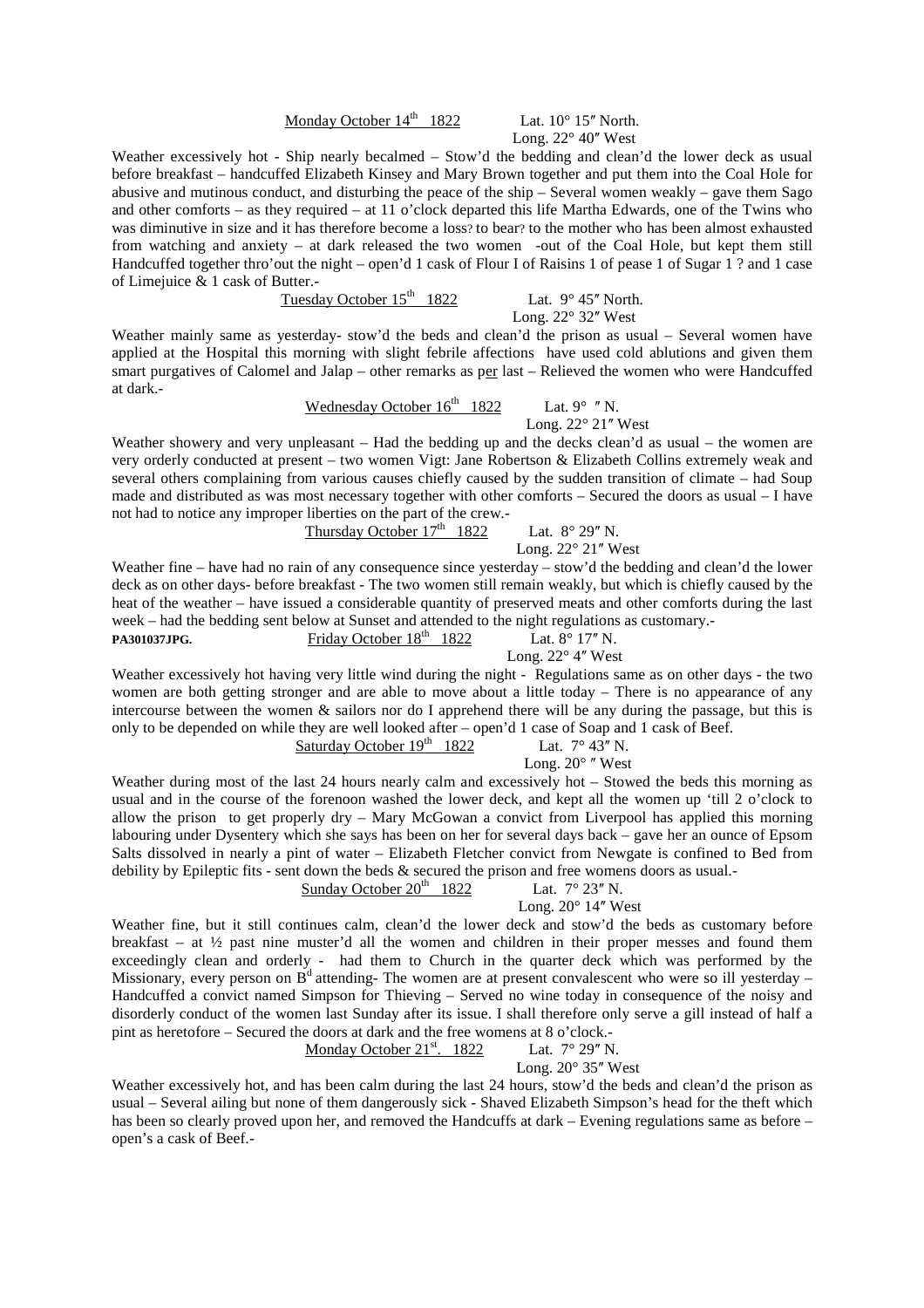<u>Monday October 14th 1822</u> Lat. 10° 15″ North.
Long. 22° 40″ West

Weather excessively hot - Ship nearly becalmed – Stow'd the bedding and clean'd the lower deck as usual before breakfast – handcuffed Elizabeth Kinsey and Mary Brown together and put them into the Coal Hole for abusive and mutinous conduct, and disturbing the peace of the ship – Several women weakly – gave them Sago and other comforts – as they required – at 11 o'clock departed this life Martha Edwards, one of the Twins who was diminutive in size and it has therefore become a loss? to bear? to the mother who has been almost exhausted from watching and anxiety – at dark released the two women -out of the Coal Hole, but kept them still Handcuffed together thro'out the night – open'd 1 cask of Flour I of Raisins 1 of pease 1 of Sugar 1 ? and 1 case of Limejuice & 1 cask of Butter.-

<u>Tuesday October 15th 1822</u> Lat. 9° 45″ North.
Long. 22° 32″ West

Weather mainly same as yesterday- stow'd the beds and clean'd the prison as usual – Several women have applied at the Hospital this morning with slight febrile affections have used cold ablutions and given them smart purgatives of Calomel and Jalap – other remarks as <u>per</u> last – Relieved the women who were Handcuffed at dark.-

<u>Wednesday October 16th 1822</u> Lat. 9° ″ N.
Long. 22° 21″ West

Weather showery and very unpleasant – Had the bedding up and the decks clean'd as usual – the women are very orderly conducted at present – two women Vigt: Jane Robertson & Elizabeth Collins extremely weak and several others complaining from various causes chiefly caused by the sudden transition of climate – had Soup made and distributed as was most necessary together with other comforts – Secured the doors as usual – I have not had to notice any improper liberties on the part of the crew.-

<u>Thursday October 17th 1822</u> Lat. 8° 29″ N.
Long. 22° 21″ West

Weather fine – have had no rain of any consequence since yesterday – stow'd the bedding and clean'd the lower deck as on other days- before breakfast - The two women still remain weakly, but which is chiefly caused by the heat of the weather – have issued a considerable quantity of preserved meats and other comforts during the last week – had the bedding sent below at Sunset and attended to the night regulations as customary.-

**PA301037JPG.** <u>Friday October 18th 1822</u> Lat. 8° 17″ N.
Long. 22° 4″ West

Weather excessively hot having very little wind during the night - Regulations same as on other days - the two women are both getting stronger and are able to move about a little today – There is no appearance of any intercourse between the women & sailors nor do I apprehend there will be any during the passage, but this is only to be depended on while they are well looked after – open'd 1 case of Soap and 1 cask of Beef.

<u>Saturday October 19th 1822</u> Lat. 7° 43″ N.
Long. 20° ″ West

Weather during most of the last 24 hours nearly calm and excessively hot – Stowed the beds this morning as usual and in the course of the forenoon washed the lower deck, and kept all the women up 'till 2 o'clock to allow the prison to get properly dry – Mary McGowan a convict from Liverpool has applied this morning labouring under Dysentery which she says has been on her for several days back – gave her an ounce of Epsom Salts dissolved in nearly a pint of water – Elizabeth Fletcher convict from Newgate is confined to Bed from debility by Epileptic fits - sent down the beds & secured the prison and free womens doors as usual.-

<u>Sunday October 20th 1822</u> Lat. 7° 23″ N.
Long. 20° 14″ West

Weather fine, but it still continues calm, clean'd the lower deck and stow'd the beds as customary before breakfast – at ½ past nine muster'd all the women and children in their proper messes and found them exceedingly clean and orderly - had them to Church in the quarter deck which was performed by the Missionary, every person on Bd attending- The women are at present convalescent who were so ill yesterday – Handcuffed a convict named Simpson for Thieving – Served no wine today in consequence of the noisy and disorderly conduct of the women last Sunday after its issue. I shall therefore only serve a gill instead of half a pint as heretofore – Secured the doors at dark and the free womens at 8 o'clock.-

<u>Monday October 21st. 1822</u> Lat. 7° 29″ N.
Long. 20° 35″ West

Weather excessively hot, and has been calm during the last 24 hours, stow'd the beds and clean'd the prison as usual – Several ailing but none of them dangerously sick - Shaved Elizabeth Simpson's head for the theft which has been so clearly proved upon her, and removed the Handcuffs at dark – Evening regulations same as before – open's a cask of Beef.-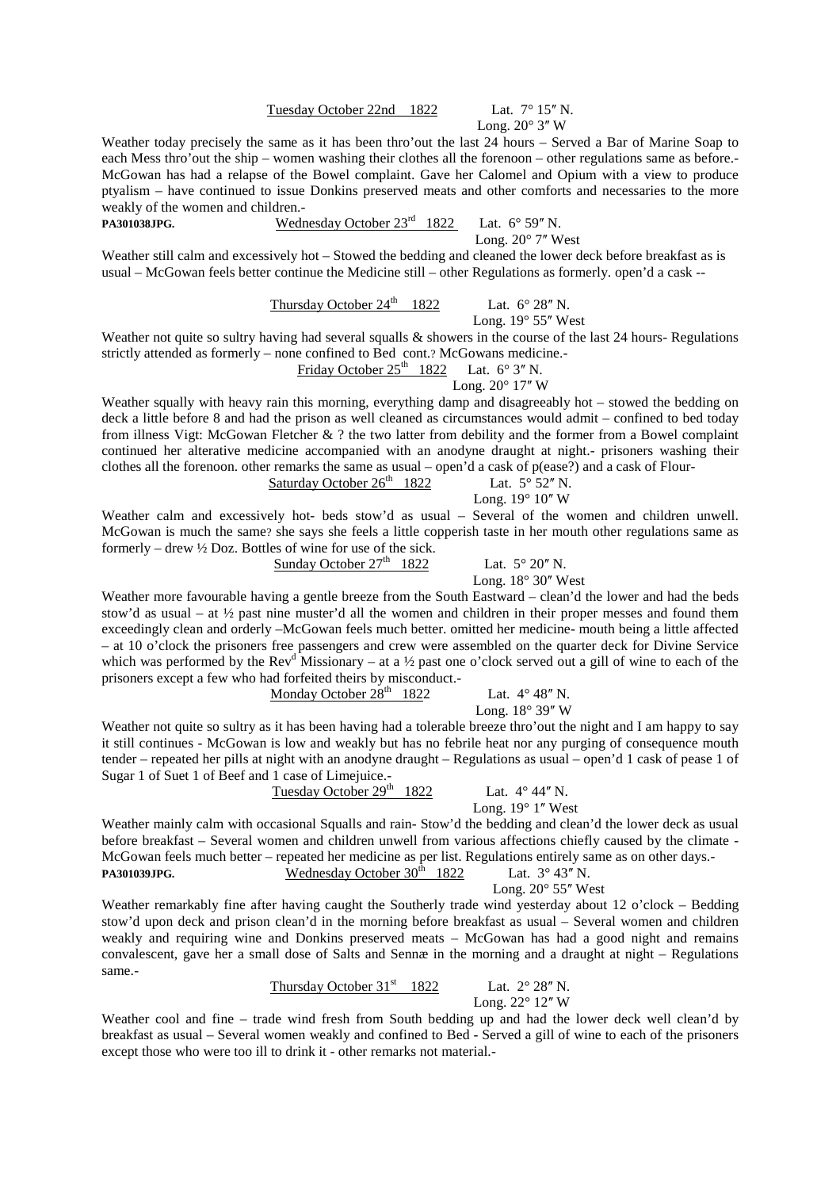Tuesday October 22nd 1822 Lat. 7° 15″ N.
Long. 20° 3″ W

Weather today precisely the same as it has been thro'out the last 24 hours – Served a Bar of Marine Soap to each Mess thro'out the ship – women washing their clothes all the forenoon – other regulations same as before.- McGowan has had a relapse of the Bowel complaint. Gave her Calomel and Opium with a view to produce ptyalism – have continued to issue Donkins preserved meats and other comforts and necessaries to the more weakly of the women and children.-

**PA301038JPG.** Wednesday October 23rd 1822 Lat. 6° 59″ N.
Long. 20° 7″ West

Weather still calm and excessively hot – Stowed the bedding and cleaned the lower deck before breakfast as is usual – McGowan feels better continue the Medicine still – other Regulations as formerly. open'd a cask --

Thursday October 24th 1822 Lat. 6° 28″ N.
Long. 19° 55″ West

Weather not quite so sultry having had several squalls & showers in the course of the last 24 hours- Regulations strictly attended as formerly – none confined to Bed cont.? McGowans medicine.-

Friday October 25th 1822 Lat. 6° 3″ N.
Long. 20° 17″ W

Weather squally with heavy rain this morning, everything damp and disagreeably hot – stowed the bedding on deck a little before 8 and had the prison as well cleaned as circumstances would admit – confined to bed today from illness Vigt: McGowan Fletcher & ? the two latter from debility and the former from a Bowel complaint continued her alterative medicine accompanied with an anodyne draught at night.- prisoners washing their clothes all the forenoon. other remarks the same as usual – open'd a cask of p(ease?) and a cask of Flour-

Saturday October 26th 1822 Lat. 5° 52″ N.
Long. 19° 10″ W

Weather calm and excessively hot- beds stow'd as usual – Several of the women and children unwell. McGowan is much the same? she says she feels a little copperish taste in her mouth other regulations same as formerly – drew ½ Doz. Bottles of wine for use of the sick.

Sunday October 27th 1822 Lat. 5° 20″ N.
Long. 18° 30″ West

Weather more favourable having a gentle breeze from the South Eastward – clean'd the lower and had the beds stow'd as usual – at ½ past nine muster'd all the women and children in their proper messes and found them exceedingly clean and orderly –McGowan feels much better. omitted her medicine- mouth being a little affected – at 10 o'clock the prisoners free passengers and crew were assembled on the quarter deck for Divine Service which was performed by the Revd Missionary – at a ½ past one o'clock served out a gill of wine to each of the prisoners except a few who had forfeited theirs by misconduct.-

Monday October 28th 1822 Lat. 4° 48″ N.
Long. 18° 39″ W

Weather not quite so sultry as it has been having had a tolerable breeze thro'out the night and I am happy to say it still continues - McGowan is low and weakly but has no febrile heat nor any purging of consequence mouth tender – repeated her pills at night with an anodyne draught – Regulations as usual – open'd 1 cask of pease 1 of Sugar 1 of Suet 1 of Beef and 1 case of Limejuice.-

Tuesday October 29th 1822 Lat. 4° 44″ N.
Long. 19° 1″ West

Weather mainly calm with occasional Squalls and rain- Stow'd the bedding and clean'd the lower deck as usual before breakfast – Several women and children unwell from various affections chiefly caused by the climate - McGowan feels much better – repeated her medicine as per list. Regulations entirely same as on other days.-

**PA301039JPG.** Wednesday October 30th 1822 Lat. 3° 43″ N.
Long. 20° 55″ West

Weather remarkably fine after having caught the Southerly trade wind yesterday about 12 o'clock – Bedding stow'd upon deck and prison clean'd in the morning before breakfast as usual – Several women and children weakly and requiring wine and Donkins preserved meats – McGowan has had a good night and remains convalescent, gave her a small dose of Salts and Sennæ in the morning and a draught at night – Regulations same.-

Thursday October 31st 1822 Lat. 2° 28″ N.
Long. 22° 12″ W

Weather cool and fine – trade wind fresh from South bedding up and had the lower deck well clean'd by breakfast as usual – Several women weakly and confined to Bed - Served a gill of wine to each of the prisoners except those who were too ill to drink it - other remarks not material.-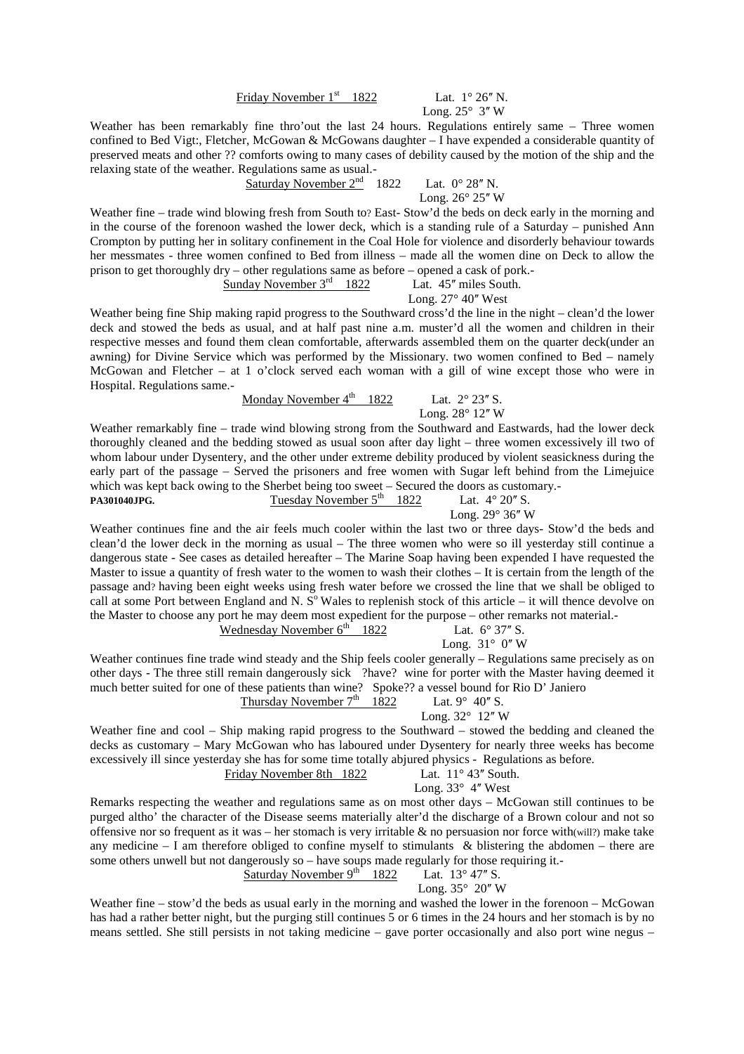Friday November 1st 1822 Lat. 1° 26″ N.
Long. 25° 3″ W

Weather has been remarkably fine thro'out the last 24 hours. Regulations entirely same – Three women confined to Bed Vigt:, Fletcher, McGowan & McGowans daughter – I have expended a considerable quantity of preserved meats and other ?? comforts owing to many cases of debility caused by the motion of the ship and the relaxing state of the weather. Regulations same as usual.-

Saturday November 2nd 1822 Lat. 0° 28″ N.
Long. 26° 25″ W

Weather fine – trade wind blowing fresh from South to? East- Stow'd the beds on deck early in the morning and in the course of the forenoon washed the lower deck, which is a standing rule of a Saturday – punished Ann Crompton by putting her in solitary confinement in the Coal Hole for violence and disorderly behaviour towards her messmates - three women confined to Bed from illness – made all the women dine on Deck to allow the prison to get thoroughly dry – other regulations same as before – opened a cask of pork.-

Sunday November 3rd 1822 Lat. 45″ miles South.
Long. 27° 40″ West

Weather being fine Ship making rapid progress to the Southward cross'd the line in the night – clean'd the lower deck and stowed the beds as usual, and at half past nine a.m. muster'd all the women and children in their respective messes and found them clean comfortable, afterwards assembled them on the quarter deck(under an awning) for Divine Service which was performed by the Missionary. two women confined to Bed – namely McGowan and Fletcher – at 1 o'clock served each woman with a gill of wine except those who were in Hospital. Regulations same.-

Monday November 4th 1822 Lat. 2° 23″ S.
Long. 28° 12″ W

Weather remarkably fine – trade wind blowing strong from the Southward and Eastwards, had the lower deck thoroughly cleaned and the bedding stowed as usual soon after day light – three women excessively ill two of whom labour under Dysentery, and the other under extreme debility produced by violent seasickness during the early part of the passage – Served the prisoners and free women with Sugar left behind from the Limejuice which was kept back owing to the Sherbet being too sweet – Secured the doors as customary.-

**PA301040JPG.** Tuesday November 5th 1822 Lat. 4° 20″ S.
Long. 29° 36″ W

Weather continues fine and the air feels much cooler within the last two or three days- Stow'd the beds and clean'd the lower deck in the morning as usual – The three women who were so ill yesterday still continue a dangerous state - See cases as detailed hereafter – The Marine Soap having been expended I have requested the Master to issue a quantity of fresh water to the women to wash their clothes – It is certain from the length of the passage and? having been eight weeks using fresh water before we crossed the line that we shall be obliged to call at some Port between England and N. S° Wales to replenish stock of this article – it will thence devolve on the Master to choose any port he may deem most expedient for the purpose – other remarks not material.-

Wednesday November 6th 1822 Lat. 6° 37″ S.
Long. 31° 0″ W

Weather continues fine trade wind steady and the Ship feels cooler generally – Regulations same precisely as on other days - The three still remain dangerously sick ?have? wine for porter with the Master having deemed it much better suited for one of these patients than wine? Spoke?? a vessel bound for Rio D' Janiero

Thursday November 7th 1822 Lat. 9° 40″ S.
Long. 32° 12″ W

Weather fine and cool – Ship making rapid progress to the Southward – stowed the bedding and cleaned the decks as customary – Mary McGowan who has laboured under Dysentery for nearly three weeks has become excessively ill since yesterday she has for some time totally abjured physics - Regulations as before.

Friday November 8th 1822 Lat. 11° 43″ South.
Long. 33° 4″ West

Remarks respecting the weather and regulations same as on most other days – McGowan still continues to be purged altho' the character of the Disease seems materially alter'd the discharge of a Brown colour and not so offensive nor so frequent as it was – her stomach is very irritable & no persuasion nor force with(will?) make take any medicine – I am therefore obliged to confine myself to stimulants & blistering the abdomen – there are some others unwell but not dangerously so – have soups made regularly for those requiring it.-

Saturday November 9th 1822 Lat. 13° 47″ S.
Long. 35° 20″ W

Weather fine – stow'd the beds as usual early in the morning and washed the lower in the forenoon – McGowan has had a rather better night, but the purging still continues 5 or 6 times in the 24 hours and her stomach is by no means settled. She still persists in not taking medicine – gave porter occasionally and also port wine negus –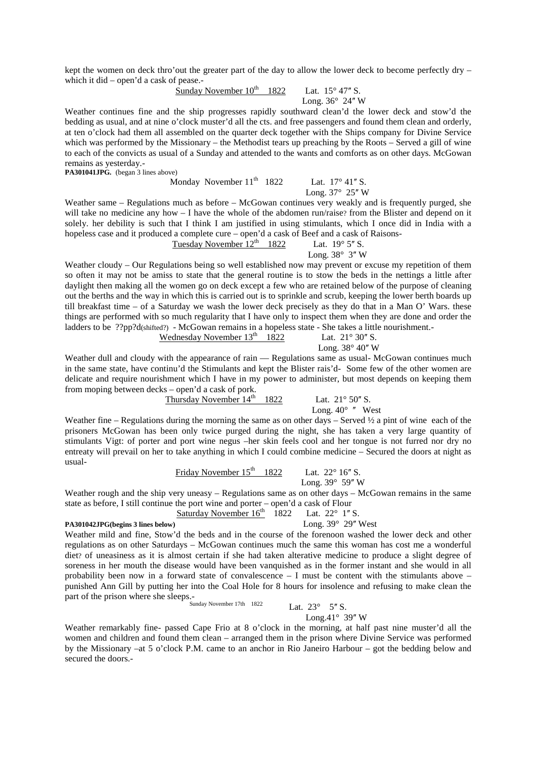kept the women on deck thro'out the greater part of the day to allow the lower deck to become perfectly dry – which it did – open'd a cask of pease.-

Sunday November 10th 1822 Lat. 15° 47″ S.
Long. 36° 24″ W

Weather continues fine and the ship progresses rapidly southward clean'd the lower deck and stow'd the bedding as usual, and at nine o'clock muster'd all the cts. and free passengers and found them clean and orderly, at ten o'clock had them all assembled on the quarter deck together with the Ships company for Divine Service which was performed by the Missionary – the Methodist tears up preaching by the Roots – Served a gill of wine to each of the convicts as usual of a Sunday and attended to the wants and comforts as on other days. McGowan remains as yesterday.-

**PA301041JPG.** (began 3 lines above)

Monday November 11th 1822 Lat. 17° 41″ S.
Long. 37° 25″ W

Weather same – Regulations much as before – McGowan continues very weakly and is frequently purged, she will take no medicine any how – I have the whole of the abdomen run/raise? from the Blister and depend on it solely. her debility is such that I think I am justified in using stimulants, which I once did in India with a hopeless case and it produced a complete cure – open'd a cask of Beef and a cask of Raisons-

Tuesday November 12th 1822 Lat. 19° 5″ S.
Long. 38° 3″ W

Weather cloudy – Our Regulations being so well established now may prevent or excuse my repetition of them so often it may not be amiss to state that the general routine is to stow the beds in the nettings a little after daylight then making all the women go on deck except a few who are retained below of the purpose of cleaning out the berths and the way in which this is carried out is to sprinkle and scrub, keeping the lower berth boards up till breakfast time – of a Saturday we wash the lower deck precisely as they do that in a Man O' Wars. these things are performed with so much regularity that I have only to inspect them when they are done and order the ladders to be ??pp?d(shifted?) - McGowan remains in a hopeless state - She takes a little nourishment.-

Wednesday November 13th 1822 Lat. 21° 30″ S.
Long. 38° 40″ W

Weather dull and cloudy with the appearance of rain –– Regulations same as usual- McGowan continues much in the same state, have continu'd the Stimulants and kept the Blister rais'd- Some few of the other women are delicate and require nourishment which I have in my power to administer, but most depends on keeping them from moping between decks – open'd a cask of pork.

Thursday November 14th 1822 Lat. 21° 50″ S.
Long. 40° ″ West

Weather fine – Regulations during the morning the same as on other days – Served ½ a pint of wine each of the prisoners McGowan has been only twice purged during the night, she has taken a very large quantity of stimulants Vigt: of porter and port wine negus –her skin feels cool and her tongue is not furred nor dry no entreaty will prevail on her to take anything in which I could combine medicine – Secured the doors at night as usual-

Friday November 15th 1822 Lat. 22° 16″ S.
Long. 39° 59″ W

Weather rough and the ship very uneasy – Regulations same as on other days – McGowan remains in the same state as before, I still continue the port wine and porter – open'd a cask of Flour

Saturday November 16th 1822 Lat. 22° 1″ S.
Long. 39° 29″ West

**PA301042JPG(begins 3 lines below)**

Weather mild and fine, Stow'd the beds and in the course of the forenoon washed the lower deck and other regulations as on other Saturdays – McGowan continues much the same this woman has cost me a wonderful diet? of uneasiness as it is almost certain if she had taken alterative medicine to produce a slight degree of soreness in her mouth the disease would have been vanquished as in the former instant and she would in all probability been now in a forward state of convalescence – I must be content with the stimulants above – punished Ann Gill by putting her into the Coal Hole for 8 hours for insolence and refusing to make clean the part of the prison where she sleeps.-

Sunday November 17th 1822 Lat. 23° 5″ S.
Long.41° 39″ W

Weather remarkably fine- passed Cape Frio at 8 o'clock in the morning, at half past nine muster'd all the women and children and found them clean – arranged them in the prison where Divine Service was performed by the Missionary –at 5 o'clock P.M. came to an anchor in Rio Janeiro Harbour – got the bedding below and secured the doors.-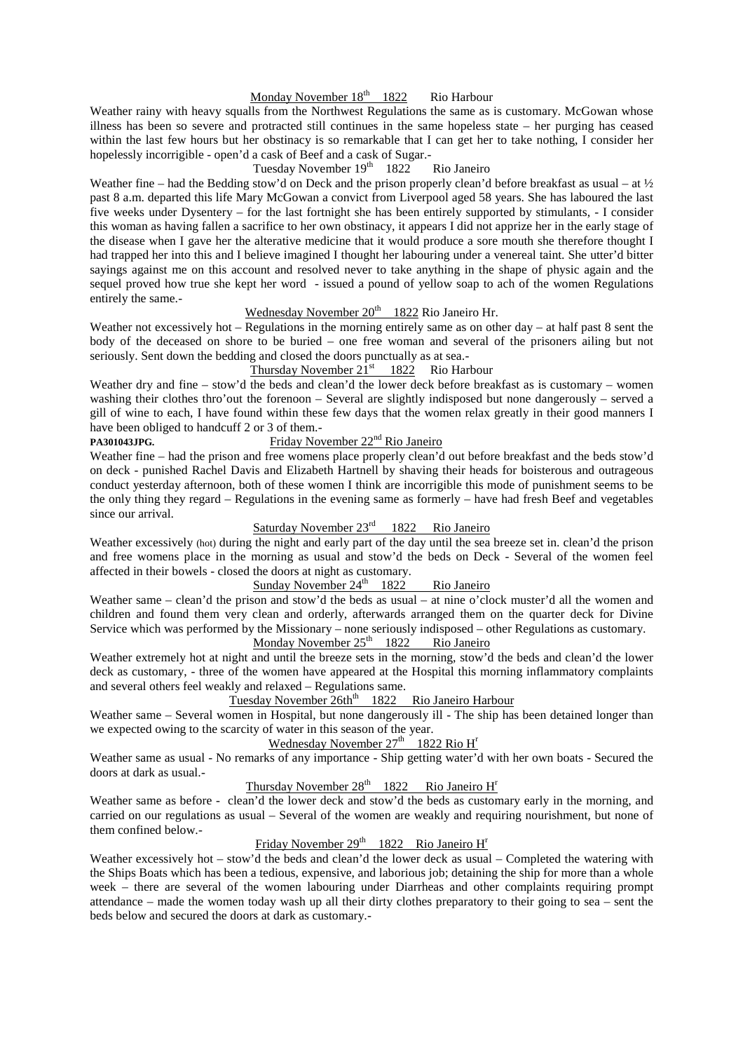Monday November 18th 1822 Rio Harbour

Weather rainy with heavy squalls from the Northwest Regulations the same as is customary. McGowan whose illness has been so severe and protracted still continues in the same hopeless state – her purging has ceased within the last few hours but her obstinacy is so remarkable that I can get her to take nothing, I consider her hopelessly incorrigible - open'd a cask of Beef and a cask of Sugar.-

Tuesday November 19th 1822 Rio Janeiro

Weather fine – had the Bedding stow'd on Deck and the prison properly clean'd before breakfast as usual – at ½ past 8 a.m. departed this life Mary McGowan a convict from Liverpool aged 58 years. She has laboured the last five weeks under Dysentery – for the last fortnight she has been entirely supported by stimulants, - I consider this woman as having fallen a sacrifice to her own obstinacy, it appears I did not apprize her in the early stage of the disease when I gave her the alterative medicine that it would produce a sore mouth she therefore thought I had trapped her into this and I believe imagined I thought her labouring under a venereal taint. She utter'd bitter sayings against me on this account and resolved never to take anything in the shape of physic again and the sequel proved how true she kept her word - issued a pound of yellow soap to ach of the women Regulations entirely the same.-

Wednesday November 20th 1822 Rio Janeiro Hr.

Weather not excessively hot – Regulations in the morning entirely same as on other day – at half past 8 sent the body of the deceased on shore to be buried – one free woman and several of the prisoners ailing but not seriously. Sent down the bedding and closed the doors punctually as at sea.-

Thursday November 21st 1822 Rio Harbour

Weather dry and fine – stow'd the beds and clean'd the lower deck before breakfast as is customary – women washing their clothes thro'out the forenoon – Several are slightly indisposed but none dangerously – served a gill of wine to each, I have found within these few days that the women relax greatly in their good manners I have been obliged to handcuff 2 or 3 of them.-

**PA301043JPG.** Friday November 22nd Rio Janeiro

Weather fine – had the prison and free womens place properly clean'd out before breakfast and the beds stow'd on deck - punished Rachel Davis and Elizabeth Hartnell by shaving their heads for boisterous and outrageous conduct yesterday afternoon, both of these women I think are incorrigible this mode of punishment seems to be the only thing they regard – Regulations in the evening same as formerly – have had fresh Beef and vegetables since our arrival.

Saturday November 23rd 1822 Rio Janeiro

Weather excessively (hot) during the night and early part of the day until the sea breeze set in. clean'd the prison and free womens place in the morning as usual and stow'd the beds on Deck - Several of the women feel affected in their bowels - closed the doors at night as customary.

Sunday November 24th 1822 Rio Janeiro

Weather same – clean'd the prison and stow'd the beds as usual – at nine o'clock muster'd all the women and children and found them very clean and orderly, afterwards arranged them on the quarter deck for Divine Service which was performed by the Missionary – none seriously indisposed – other Regulations as customary.

Monday November 25th 1822 Rio Janeiro

Weather extremely hot at night and until the breeze sets in the morning, stow'd the beds and clean'd the lower deck as customary, - three of the women have appeared at the Hospital this morning inflammatory complaints and several others feel weakly and relaxed – Regulations same.

Tuesday November 26thth 1822 Rio Janeiro Harbour

Weather same – Several women in Hospital, but none dangerously ill - The ship has been detained longer than we expected owing to the scarcity of water in this season of the year.

Wednesday November 27th 1822 Rio Hr

Weather same as usual - No remarks of any importance - Ship getting water'd with her own boats - Secured the doors at dark as usual.-

Thursday November 28th 1822 Rio Janeiro Hr

Weather same as before - clean'd the lower deck and stow'd the beds as customary early in the morning, and carried on our regulations as usual – Several of the women are weakly and requiring nourishment, but none of them confined below.-

Friday November 29th 1822 Rio Janeiro Hr

Weather excessively hot – stow'd the beds and clean'd the lower deck as usual – Completed the watering with the Ships Boats which has been a tedious, expensive, and laborious job; detaining the ship for more than a whole week – there are several of the women labouring under Diarrheas and other complaints requiring prompt attendance – made the women today wash up all their dirty clothes preparatory to their going to sea – sent the beds below and secured the doors at dark as customary.-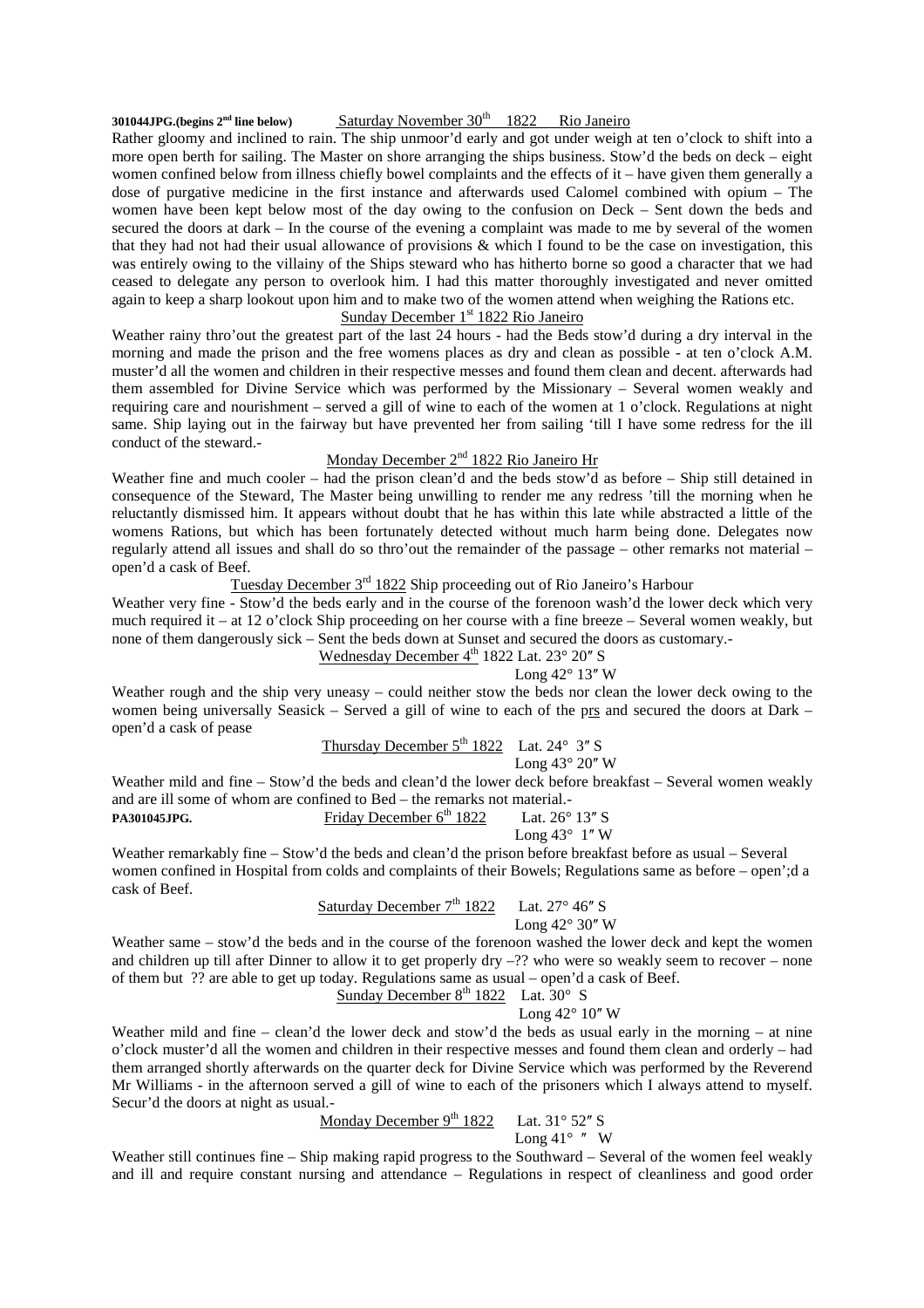**301044JPG.(begins 2nd line below)** Saturday November 30th 1822 Rio Janeiro

Rather gloomy and inclined to rain. The ship unmoor'd early and got under weigh at ten o'clock to shift into a more open berth for sailing. The Master on shore arranging the ships business. Stow'd the beds on deck – eight women confined below from illness chiefly bowel complaints and the effects of it – have given them generally a dose of purgative medicine in the first instance and afterwards used Calomel combined with opium – The women have been kept below most of the day owing to the confusion on Deck – Sent down the beds and secured the doors at dark – In the course of the evening a complaint was made to me by several of the women that they had not had their usual allowance of provisions & which I found to be the case on investigation, this was entirely owing to the villainy of the Ships steward who has hitherto borne so good a character that we had ceased to delegate any person to overlook him. I had this matter thoroughly investigated and never omitted again to keep a sharp lookout upon him and to make two of the women attend when weighing the Rations etc.

Sunday December 1st 1822 Rio Janeiro

Weather rainy thro'out the greatest part of the last 24 hours - had the Beds stow'd during a dry interval in the morning and made the prison and the free womens places as dry and clean as possible - at ten o'clock A.M. muster'd all the women and children in their respective messes and found them clean and decent. afterwards had them assembled for Divine Service which was performed by the Missionary – Several women weakly and requiring care and nourishment – served a gill of wine to each of the women at 1 o'clock. Regulations at night same. Ship laying out in the fairway but have prevented her from sailing 'till I have some redress for the ill conduct of the steward.-

Monday December 2nd 1822 Rio Janeiro Hr

Weather fine and much cooler – had the prison clean'd and the beds stow'd as before – Ship still detained in consequence of the Steward, The Master being unwilling to render me any redress 'till the morning when he reluctantly dismissed him. It appears without doubt that he has within this late while abstracted a little of the womens Rations, but which has been fortunately detected without much harm being done. Delegates now regularly attend all issues and shall do so thro'out the remainder of the passage – other remarks not material – open'd a cask of Beef.

Tuesday December 3rd 1822 Ship proceeding out of Rio Janeiro's Harbour

Weather very fine - Stow'd the beds early and in the course of the forenoon wash'd the lower deck which very much required it – at 12 o'clock Ship proceeding on her course with a fine breeze – Several women weakly, but none of them dangerously sick – Sent the beds down at Sunset and secured the doors as customary.-

Wednesday December 4th 1822 Lat. 23° 20″ S
Long 42° 13″ W

Weather rough and the ship very uneasy – could neither stow the beds nor clean the lower deck owing to the women being universally Seasick – Served a gill of wine to each of the prs and secured the doors at Dark – open'd a cask of pease

Thursday December 5th 1822 Lat. 24° 3″ S
Long 43° 20″ W

Weather mild and fine – Stow'd the beds and clean'd the lower deck before breakfast – Several women weakly and are ill some of whom are confined to Bed – the remarks not material.-

**PA301045JPG.** Friday December 6th 1822 Lat. 26° 13″ S
Long 43° 1″ W

Weather remarkably fine – Stow'd the beds and clean'd the prison before breakfast before as usual – Several women confined in Hospital from colds and complaints of their Bowels; Regulations same as before – open';d a cask of Beef.

Saturday December 7th 1822 Lat. 27° 46″ S
Long 42° 30″ W

Weather same – stow'd the beds and in the course of the forenoon washed the lower deck and kept the women and children up till after Dinner to allow it to get properly dry –?? who were so weakly seem to recover – none of them but ?? are able to get up today. Regulations same as usual – open'd a cask of Beef.

Sunday December 8th 1822 Lat. 30° S
Long 42° 10″ W

Weather mild and fine – clean'd the lower deck and stow'd the beds as usual early in the morning – at nine o'clock muster'd all the women and children in their respective messes and found them clean and orderly – had them arranged shortly afterwards on the quarter deck for Divine Service which was performed by the Reverend Mr Williams - in the afternoon served a gill of wine to each of the prisoners which I always attend to myself. Secur'd the doors at night as usual.-

Monday December 9th 1822 Lat. 31° 52″ S
Long 41° ″ W

Weather still continues fine – Ship making rapid progress to the Southward – Several of the women feel weakly and ill and require constant nursing and attendance – Regulations in respect of cleanliness and good order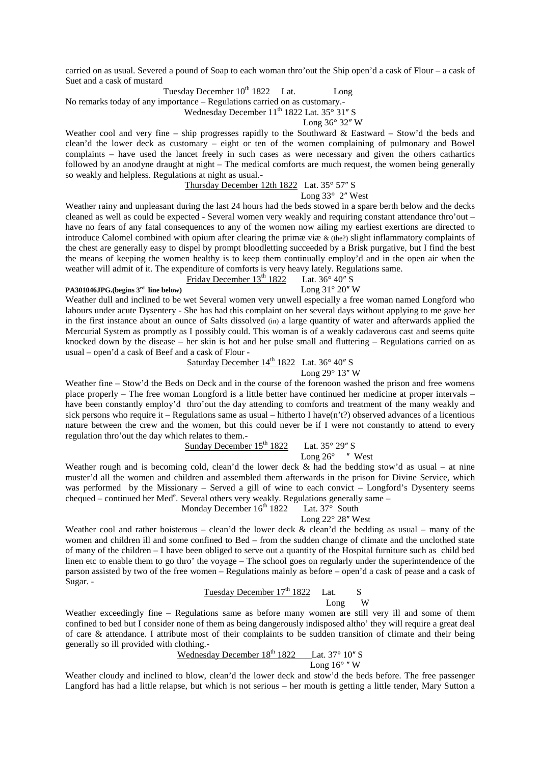carried on as usual. Severed a pound of Soap to each woman thro'out the Ship open'd a cask of Flour – a cask of Suet and a cask of mustard

Tuesday December 10th 1822 Lat. Long

No remarks today of any importance – Regulations carried on as customary.-

Wednesday December 11th 1822 Lat. 35° 31″ S
Long 36° 32″ W

Weather cool and very fine – ship progresses rapidly to the Southward & Eastward – Stow'd the beds and clean'd the lower deck as customary – eight or ten of the women complaining of pulmonary and Bowel complaints – have used the lancet freely in such cases as were necessary and given the others cathartics followed by an anodyne draught at night – The medical comforts are much request, the women being generally so weakly and helpless. Regulations at night as usual.-

Thursday December 12th 1822 Lat. 35° 57″ S
Long 33° 2″ West

Weather rainy and unpleasant during the last 24 hours had the beds stowed in a spare berth below and the decks cleaned as well as could be expected - Several women very weakly and requiring constant attendance thro'out – have no fears of any fatal consequences to any of the women now ailing my earliest exertions are directed to introduce Calomel combined with opium after clearing the primæ viæ & (the?) slight inflammatory complaints of the chest are generally easy to dispel by prompt bloodletting succeeded by a Brisk purgative, but I find the best the means of keeping the women healthy is to keep them continually employ'd and in the open air when the weather will admit of it. The expenditure of comforts is very heavy lately. Regulations same.

Friday December 13th 1822 Lat. 36° 40″ S

**PA301046JPG.(begins 3rd line below)** Long 31° 20″ W

Weather dull and inclined to be wet Several women very unwell especially a free woman named Longford who labours under acute Dysentery - She has had this complaint on her several days without applying to me gave her in the first instance about an ounce of Salts dissolved (in) a large quantity of water and afterwards applied the Mercurial System as promptly as I possibly could. This woman is of a weakly cadaverous cast and seems quite knocked down by the disease – her skin is hot and her pulse small and fluttering – Regulations carried on as usual – open'd a cask of Beef and a cask of Flour -

Saturday December 14th 1822 Lat. 36° 40″ S
Long 29° 13″ W

Weather fine – Stow'd the Beds on Deck and in the course of the forenoon washed the prison and free womens place properly – The free woman Longford is a little better have continued her medicine at proper intervals – have been constantly employ'd thro'out the day attending to comforts and treatment of the many weakly and sick persons who require it – Regulations same as usual – hitherto I have(n't?) observed advances of a licentious nature between the crew and the women, but this could never be if I were not constantly to attend to every regulation thro'out the day which relates to them.-

Sunday December 15th 1822 Lat. 35° 29″ S
Long 26° ″ West

Weather rough and is becoming cold, clean'd the lower deck & had the bedding stow'd as usual – at nine muster'd all the women and children and assembled them afterwards in the prison for Divine Service, which was performed by the Missionary – Served a gill of wine to each convict – Longford's Dysentery seems chequed – continued her Med$^{e}$. Several others very weakly. Regulations generally same –

Monday December 16th 1822 Lat. 37° South
Long 22° 28″ West

Weather cool and rather boisterous – clean'd the lower deck & clean'd the bedding as usual – many of the women and children ill and some confined to Bed – from the sudden change of climate and the unclothed state of many of the children – I have been obliged to serve out a quantity of the Hospital furniture such as child bed linen etc to enable them to go thro' the voyage – The school goes on regularly under the superintendence of the parson assisted by two of the free women – Regulations mainly as before – open'd a cask of pease and a cask of Sugar. -

Tuesday December 17th 1822 Lat. S
Long W

Weather exceedingly fine – Regulations same as before many women are still very ill and some of them confined to bed but I consider none of them as being dangerously indisposed altho' they will require a great deal of care & attendance. I attribute most of their complaints to be sudden transition of climate and their being generally so ill provided with clothing.-

Wednesday December 18th 1822 Lat. 37° 10″ S
Long 16° ″ W

Weather cloudy and inclined to blow, clean'd the lower deck and stow'd the beds before. The free passenger Langford has had a little relapse, but which is not serious – her mouth is getting a little tender, Mary Sutton a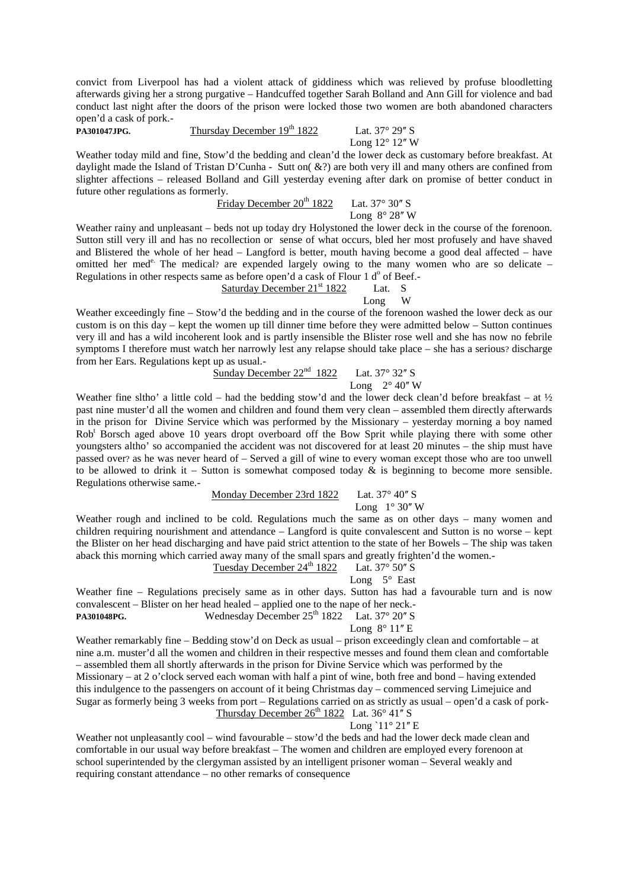convict from Liverpool has had a violent attack of giddiness which was relieved by profuse bloodletting afterwards giving her a strong purgative – Handcuffed together Sarah Bolland and Ann Gill for violence and bad conduct last night after the doors of the prison were locked those two women are both abandoned characters open'd a cask of pork.-

**PA301047JPG.** Thursday December 19th 1822 Lat. 37° 29″ S Long 12° 12″ W

Weather today mild and fine, Stow'd the bedding and clean'd the lower deck as customary before breakfast. At daylight made the Island of Tristan D'Cunha - Sutt on( &?) are both very ill and many others are confined from slighter affections – released Bolland and Gill yesterday evening after dark on promise of better conduct in future other regulations as formerly.

Friday December 20th 1822 Lat. 37° 30″ S Long 8° 28″ W

Weather rainy and unpleasant – beds not up today dry Holystoned the lower deck in the course of the forenoon. Sutton still very ill and has no recollection or sense of what occurs, bled her most profusely and have shaved and Blistered the whole of her head – Langford is better, mouth having become a good deal affected – have omitted her med^e. The medical? are expended largely owing to the many women who are so delicate – Regulations in other respects same as before open'd a cask of Flour 1 d^o of Beef.-

Saturday December 21st 1822 Lat. S Long W

Weather exceedingly fine – Stow'd the bedding and in the course of the forenoon washed the lower deck as our custom is on this day – kept the women up till dinner time before they were admitted below – Sutton continues very ill and has a wild incoherent look and is partly insensible the Blister rose well and she has now no febrile symptoms I therefore must watch her narrowly lest any relapse should take place – she has a serious? discharge from her Ears. Regulations kept up as usual.-

Sunday December 22nd 1822 Lat. 37° 32″ S Long 2° 40″ W

Weather fine sltho' a little cold – had the bedding stow'd and the lower deck clean'd before breakfast – at ½ past nine muster'd all the women and children and found them very clean – assembled them directly afterwards in the prison for Divine Service which was performed by the Missionary – yesterday morning a boy named Rob^t Borsch aged above 10 years dropt overboard off the Bow Sprit while playing there with some other youngsters altho' so accompanied the accident was not discovered for at least 20 minutes – the ship must have passed over? as he was never heard of – Served a gill of wine to every woman except those who are too unwell to be allowed to drink it – Sutton is somewhat composed today & is beginning to become more sensible. Regulations otherwise same.-

Monday December 23rd 1822 Lat. 37° 40″ S Long 1° 30″ W

Weather rough and inclined to be cold. Regulations much the same as on other days – many women and children requiring nourishment and attendance – Langford is quite convalescent and Sutton is no worse – kept the Blister on her head discharging and have paid strict attention to the state of her Bowels – The ship was taken aback this morning which carried away many of the small spars and greatly frighten'd the women.-

Tuesday December 24th 1822 Lat. 37° 50″ S Long 5° East

Weather fine – Regulations precisely same as in other days. Sutton has had a favourable turn and is now convalescent – Blister on her head healed – applied one to the nape of her neck.-

**PA301048PG.** Wednesday December 25th 1822 Lat. 37° 20″ S Long 8° 11″ E

Weather remarkably fine – Bedding stow'd on Deck as usual – prison exceedingly clean and comfortable – at nine a.m. muster'd all the women and children in their respective messes and found them clean and comfortable – assembled them all shortly afterwards in the prison for Divine Service which was performed by the Missionary – at 2 o'clock served each woman with half a pint of wine, both free and bond – having extended this indulgence to the passengers on account of it being Christmas day – commenced serving Limejuice and Sugar as formerly being 3 weeks from port – Regulations carried on as strictly as usual – open'd a cask of pork-

Thursday December 26th 1822 Lat. 36° 41″ S Long `11° 21″ E

Weather not unpleasantly cool – wind favourable – stow'd the beds and had the lower deck made clean and comfortable in our usual way before breakfast – The women and children are employed every forenoon at school superintended by the clergyman assisted by an intelligent prisoner woman – Several weakly and requiring constant attendance – no other remarks of consequence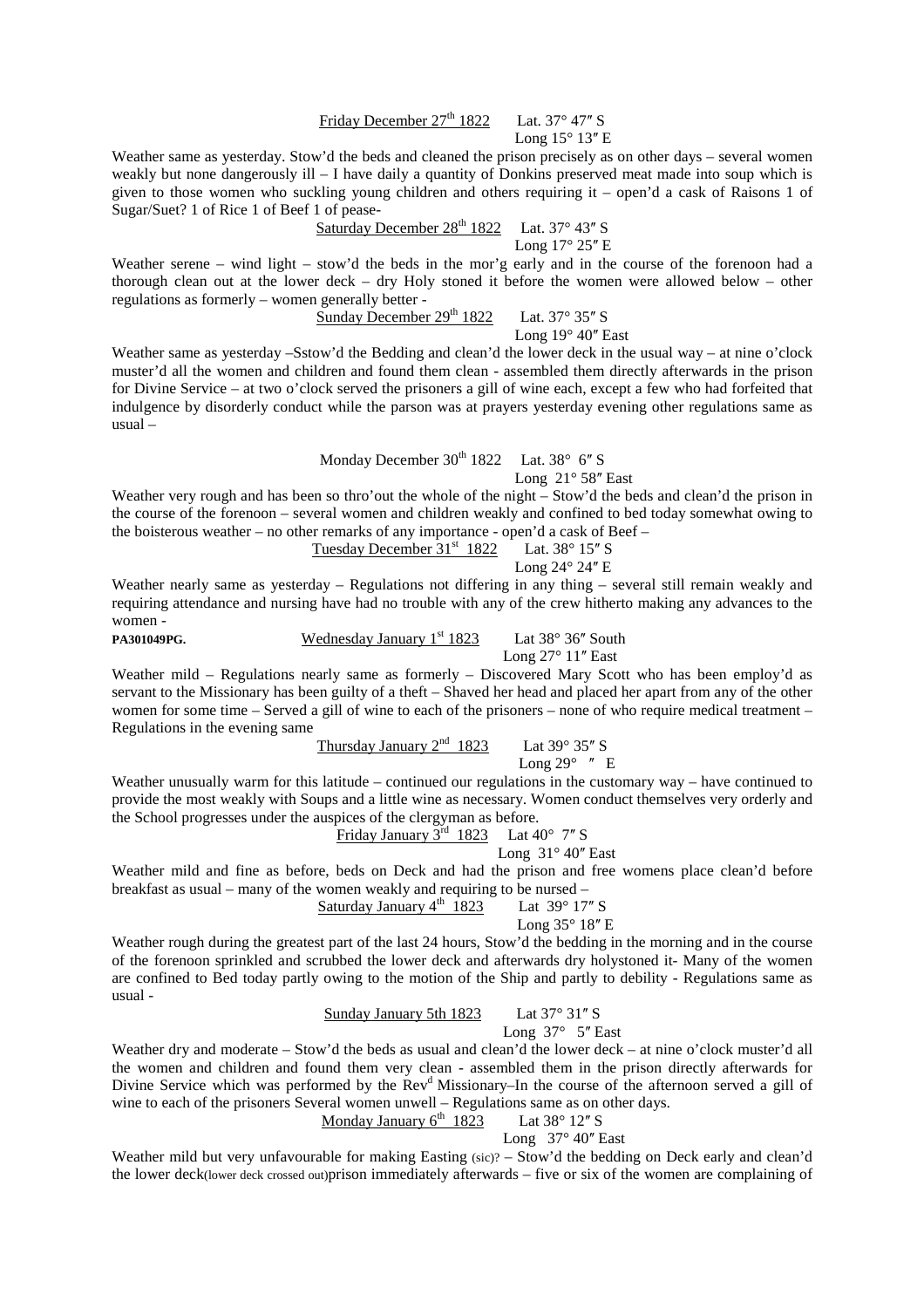Friday December 27th 1822 Lat. 37° 47″ S
Long 15° 13″ E

Weather same as yesterday. Stow'd the beds and cleaned the prison precisely as on other days – several women weakly but none dangerously ill – I have daily a quantity of Donkins preserved meat made into soup which is given to those women who suckling young children and others requiring it – open'd a cask of Raisons 1 of Sugar/Suet? 1 of Rice 1 of Beef 1 of pease-

Saturday December 28th 1822 Lat. 37° 43″ S
Long 17° 25″ E

Weather serene – wind light – stow'd the beds in the mor'g early and in the course of the forenoon had a thorough clean out at the lower deck – dry Holy stoned it before the women were allowed below – other regulations as formerly – women generally better -

Sunday December 29th 1822 Lat. 37° 35″ S
Long 19° 40″ East

Weather same as yesterday –Sstow'd the Bedding and clean'd the lower deck in the usual way – at nine o'clock muster'd all the women and children and found them clean - assembled them directly afterwards in the prison for Divine Service – at two o'clock served the prisoners a gill of wine each, except a few who had forfeited that indulgence by disorderly conduct while the parson was at prayers yesterday evening other regulations same as usual –

Monday December 30th 1822 Lat. 38° 6″ S
Long 21° 58″ East

Weather very rough and has been so thro'out the whole of the night – Stow'd the beds and clean'd the prison in the course of the forenoon – several women and children weakly and confined to bed today somewhat owing to the boisterous weather – no other remarks of any importance - open'd a cask of Beef –

Tuesday December 31st 1822 Lat. 38° 15″ S
Long 24° 24″ E

Weather nearly same as yesterday – Regulations not differing in any thing – several still remain weakly and requiring attendance and nursing have had no trouble with any of the crew hitherto making any advances to the women -

**PA301049PG.** Wednesday January 1st 1823 Lat 38° 36″ South
Long 27° 11″ East

Weather mild – Regulations nearly same as formerly – Discovered Mary Scott who has been employ'd as servant to the Missionary has been guilty of a theft – Shaved her head and placed her apart from any of the other women for some time – Served a gill of wine to each of the prisoners – none of who require medical treatment – Regulations in the evening same

Thursday January 2nd 1823 Lat 39° 35″ S
Long 29° ″ E

Weather unusually warm for this latitude – continued our regulations in the customary way – have continued to provide the most weakly with Soups and a little wine as necessary. Women conduct themselves very orderly and the School progresses under the auspices of the clergyman as before.

Friday January 3rd 1823 Lat 40° 7″ S
Long 31° 40″ East

Weather mild and fine as before, beds on Deck and had the prison and free womens place clean'd before breakfast as usual – many of the women weakly and requiring to be nursed –

Saturday January 4th 1823 Lat 39° 17″ S
Long 35° 18″ E

Weather rough during the greatest part of the last 24 hours, Stow'd the bedding in the morning and in the course of the forenoon sprinkled and scrubbed the lower deck and afterwards dry holystoned it- Many of the women are confined to Bed today partly owing to the motion of the Ship and partly to debility - Regulations same as usual -

Sunday January 5th 1823 Lat 37° 31″ S
Long 37° 5″ East

Weather dry and moderate – Stow'd the beds as usual and clean'd the lower deck – at nine o'clock muster'd all the women and children and found them very clean - assembled them in the prison directly afterwards for Divine Service which was performed by the Revd Missionary–In the course of the afternoon served a gill of wine to each of the prisoners Several women unwell – Regulations same as on other days.

Monday January 6th 1823 Lat 38° 12″ S
Long 37° 40″ East

Weather mild but very unfavourable for making Easting (sic)? – Stow'd the bedding on Deck early and clean'd the lower deck(lower deck crossed out)prison immediately afterwards – five or six of the women are complaining of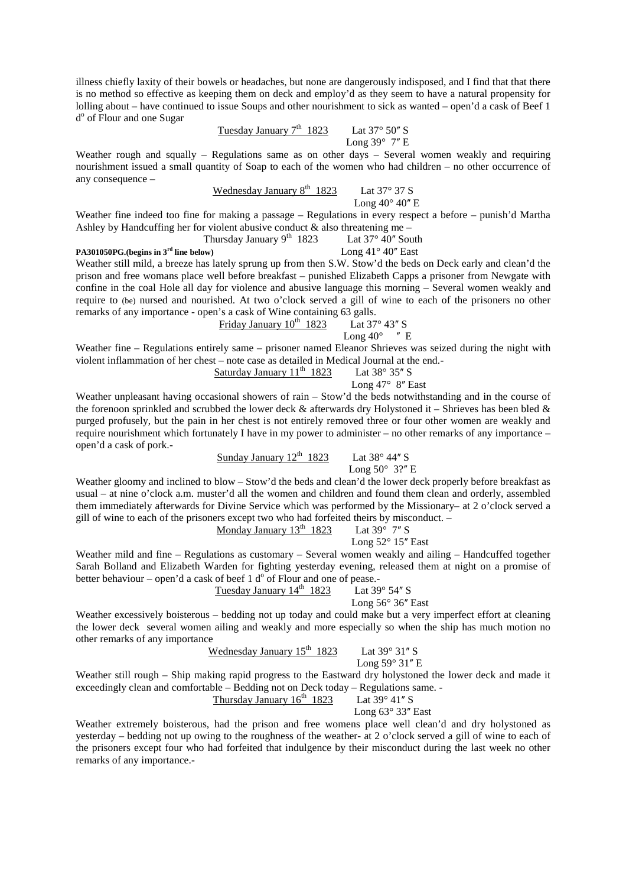illness chiefly laxity of their bowels or headaches, but none are dangerously indisposed, and I find that that there is no method so effective as keeping them on deck and employ'd as they seem to have a natural propensity for lolling about – have continued to issue Soups and other nourishment to sick as wanted – open'd a cask of Beef 1 d$^{o}$ of Flour and one Sugar

Tuesday January 7th 1823 Lat 37° 50″ S
Long 39° 7″ E

Weather rough and squally – Regulations same as on other days – Several women weakly and requiring nourishment issued a small quantity of Soap to each of the women who had children – no other occurrence of any consequence –

Wednesday January 8th 1823 Lat 37° 37 S
Long 40° 40″ E

Weather fine indeed too fine for making a passage – Regulations in every respect a before – punish'd Martha Ashley by Handcuffing her for violent abusive conduct & also threatening me –

Thursday January 9th 1823 Lat 37° 40″ South
Long 41° 40″ East

**PA301050PG.(begins in 3rd line below)**

Weather still mild, a breeze has lately sprung up from then S.W. Stow'd the beds on Deck early and clean'd the prison and free womans place well before breakfast – punished Elizabeth Capps a prisoner from Newgate with confine in the coal Hole all day for violence and abusive language this morning – Several women weakly and require to (be) nursed and nourished. At two o'clock served a gill of wine to each of the prisoners no other remarks of any importance - open's a cask of Wine containing 63 galls.

Friday January 10th 1823 Lat 37° 43″ S
Long 40° ″ E

Weather fine – Regulations entirely same – prisoner named Eleanor Shrieves was seized during the night with violent inflammation of her chest – note case as detailed in Medical Journal at the end.-

Saturday January 11th 1823 Lat 38° 35″ S
Long 47° 8″ East

Weather unpleasant having occasional showers of rain – Stow'd the beds notwithstanding and in the course of the forenoon sprinkled and scrubbed the lower deck & afterwards dry Holystoned it – Shrieves has been bled & purged profusely, but the pain in her chest is not entirely removed three or four other women are weakly and require nourishment which fortunately I have in my power to administer – no other remarks of any importance – open'd a cask of pork.-

Sunday January 12th 1823 Lat 38° 44″ S
Long 50° 3?″ E

Weather gloomy and inclined to blow – Stow'd the beds and clean'd the lower deck properly before breakfast as usual – at nine o'clock a.m. muster'd all the women and children and found them clean and orderly, assembled them immediately afterwards for Divine Service which was performed by the Missionary– at 2 o'clock served a gill of wine to each of the prisoners except two who had forfeited theirs by misconduct. –

Monday January 13th 1823 Lat 39° 7″ S
Long 52° 15″ East

Weather mild and fine – Regulations as customary – Several women weakly and ailing – Handcuffed together Sarah Bolland and Elizabeth Warden for fighting yesterday evening, released them at night on a promise of better behaviour – open'd a cask of beef 1 d$^{o}$ of Flour and one of pease.-

Tuesday January 14th 1823 Lat 39° 54″ S
Long 56° 36″ East

Weather excessively boisterous – bedding not up today and could make but a very imperfect effort at cleaning the lower deck several women ailing and weakly and more especially so when the ship has much motion no other remarks of any importance

Wednesday January 15th 1823 Lat 39° 31″ S
Long 59° 31″ E

Weather still rough – Ship making rapid progress to the Eastward dry holystoned the lower deck and made it exceedingly clean and comfortable – Bedding not on Deck today – Regulations same. -

Thursday January 16th 1823 Lat 39° 41″ S
Long 63° 33″ East

Weather extremely boisterous, had the prison and free womens place well clean'd and dry holystoned as yesterday – bedding not up owing to the roughness of the weather- at 2 o'clock served a gill of wine to each of the prisoners except four who had forfeited that indulgence by their misconduct during the last week no other remarks of any importance.-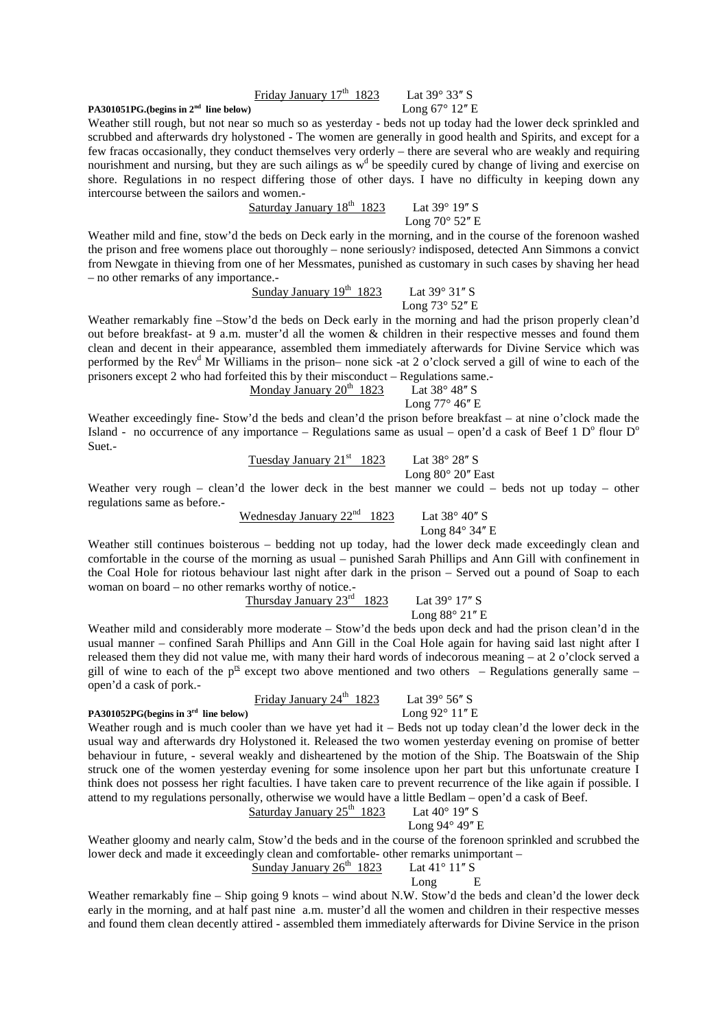Friday January 17th 1823 Lat 39° 33″ S

**PA301051PG.(begins in 2nd line below)** Long 67° 12″ E

Weather still rough, but not near so much as yesterday - beds not up today had the lower deck sprinkled and scrubbed and afterwards dry holystoned - The women are generally in good health and Spirits, and except for a few fracas occasionally, they conduct themselves very orderly – there are several who are weakly and requiring nourishment and nursing, but they are such ailings as wd be speedily cured by change of living and exercise on shore. Regulations in no respect differing those of other days. I have no difficulty in keeping down any intercourse between the sailors and women.-

Saturday January 18th 1823 Lat 39° 19″ S
Long 70° 52″ E

Weather mild and fine, stow'd the beds on Deck early in the morning, and in the course of the forenoon washed the prison and free womens place out thoroughly – none seriously? indisposed, detected Ann Simmons a convict from Newgate in thieving from one of her Messmates, punished as customary in such cases by shaving her head – no other remarks of any importance.-

Sunday January 19th 1823 Lat 39° 31″ S
Long 73° 52″ E

Weather remarkably fine –Stow'd the beds on Deck early in the morning and had the prison properly clean'd out before breakfast- at 9 a.m. muster'd all the women & children in their respective messes and found them clean and decent in their appearance, assembled them immediately afterwards for Divine Service which was performed by the Revd Mr Williams in the prison– none sick -at 2 o'clock served a gill of wine to each of the prisoners except 2 who had forfeited this by their misconduct – Regulations same.-

Monday January 20th 1823 Lat 38° 48″ S
Long 77° 46″ E

Weather exceedingly fine- Stow'd the beds and clean'd the prison before breakfast – at nine o'clock made the Island - no occurrence of any importance – Regulations same as usual – open'd a cask of Beef 1 Do flour Do Suet.-

Tuesday January 21st 1823 Lat 38° 28″ S
Long 80° 20″ East

Weather very rough – clean'd the lower deck in the best manner we could – beds not up today – other regulations same as before.-

Wednesday January 22nd 1823 Lat 38° 40″ S
Long 84° 34″ E

Weather still continues boisterous – bedding not up today, had the lower deck made exceedingly clean and comfortable in the course of the morning as usual – punished Sarah Phillips and Ann Gill with confinement in the Coal Hole for riotous behaviour last night after dark in the prison – Served out a pound of Soap to each woman on board – no other remarks worthy of notice.-

Thursday January 23rd 1823 Lat 39° 17″ S
Long 88° 21″ E

Weather mild and considerably more moderate – Stow'd the beds upon deck and had the prison clean'd in the usual manner – confined Sarah Phillips and Ann Gill in the Coal Hole again for having said last night after I released them they did not value me, with many their hard words of indecorous meaning – at 2 o'clock served a gill of wine to each of the prs except two above mentioned and two others – Regulations generally same – open'd a cask of pork.-

Friday January 24th 1823 Lat 39° 56″ S

**PA301052PG(begins in 3rd line below)** Long 92° 11″ E

Weather rough and is much cooler than we have yet had it – Beds not up today clean'd the lower deck in the usual way and afterwards dry Holystoned it. Released the two women yesterday evening on promise of better behaviour in future, - several weakly and disheartened by the motion of the Ship. The Boatswain of the Ship struck one of the women yesterday evening for some insolence upon her part but this unfortunate creature I think does not possess her right faculties. I have taken care to prevent recurrence of the like again if possible. I attend to my regulations personally, otherwise we would have a little Bedlam – open'd a cask of Beef.

Saturday January 25th 1823 Lat 40° 19″ S
Long 94° 49″ E

Weather gloomy and nearly calm, Stow'd the beds and in the course of the forenoon sprinkled and scrubbed the lower deck and made it exceedingly clean and comfortable- other remarks unimportant –

Sunday January 26th 1823 Lat 41° 11″ S
Long E

Weather remarkably fine – Ship going 9 knots – wind about N.W. Stow'd the beds and clean'd the lower deck early in the morning, and at half past nine a.m. muster'd all the women and children in their respective messes and found them clean decently attired - assembled them immediately afterwards for Divine Service in the prison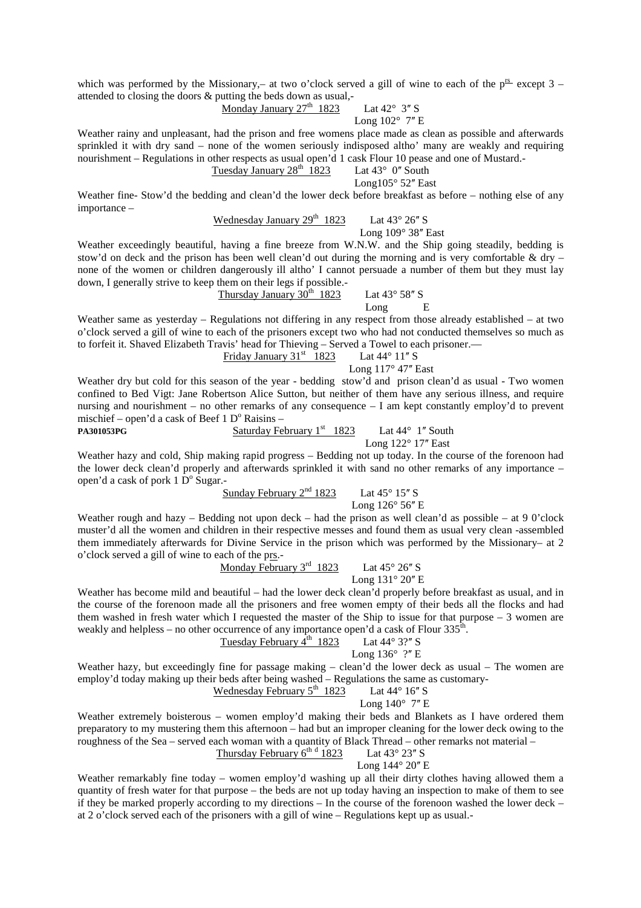which was performed by the Missionary,– at two o'clock served a gill of wine to each of the p[rs] except 3 – attended to closing the doors & putting the beds down as usual,-

Monday January 27[th] 1823 Lat 42° 3″ S
Long 102° 7″ E

Weather rainy and unpleasant, had the prison and free womens place made as clean as possible and afterwards sprinkled it with dry sand – none of the women seriously indisposed altho' many are weakly and requiring nourishment – Regulations in other respects as usual open'd 1 cask Flour 10 pease and one of Mustard.-

Tuesday January 28[th] 1823 Lat 43° 0″ South
Long105° 52″ East

Weather fine- Stow'd the bedding and clean'd the lower deck before breakfast as before – nothing else of any importance –

Wednesday January 29[th] 1823 Lat 43° 26″ S
Long 109° 38″ East

Weather exceedingly beautiful, having a fine breeze from W.N.W. and the Ship going steadily, bedding is stow'd on deck and the prison has been well clean'd out during the morning and is very comfortable & dry – none of the women or children dangerously ill altho' I cannot persuade a number of them but they must lay down, I generally strive to keep them on their legs if possible.-

Thursday January 30[th] 1823 Lat 43° 58″ S
Long E

Weather same as yesterday – Regulations not differing in any respect from those already established – at two o'clock served a gill of wine to each of the prisoners except two who had not conducted themselves so much as to forfeit it. Shaved Elizabeth Travis' head for Thieving – Served a Towel to each prisoner.—

Friday January 31[st] 1823 Lat 44° 11″ S
Long 117° 47″ East

Weather dry but cold for this season of the year - bedding stow'd and prison clean'd as usual - Two women confined to Bed Vigt: Jane Robertson Alice Sutton, but neither of them have any serious illness, and require nursing and nourishment – no other remarks of any consequence – I am kept constantly employ'd to prevent mischief – open'd a cask of Beef 1 D[o] Raisins –

**PA301053PG** Saturday February 1[st] 1823 Lat 44° 1″ South
Long 122° 17″ East

Weather hazy and cold, Ship making rapid progress – Bedding not up today. In the course of the forenoon had the lower deck clean'd properly and afterwards sprinkled it with sand no other remarks of any importance – open'd a cask of pork 1 D[o] Sugar.-

Sunday February 2[nd] 1823 Lat 45° 15″ S
Long 126° 56″ E

Weather rough and hazy – Bedding not upon deck – had the prison as well clean'd as possible – at 9 0'clock muster'd all the women and children in their respective messes and found them as usual very clean -assembled them immediately afterwards for Divine Service in the prison which was performed by the Missionary– at 2 o'clock served a gill of wine to each of the prs.-

Monday February 3[rd] 1823 Lat 45° 26″ S
Long 131° 20″ E

Weather has become mild and beautiful – had the lower deck clean'd properly before breakfast as usual, and in the course of the forenoon made all the prisoners and free women empty of their beds all the flocks and had them washed in fresh water which I requested the master of the Ship to issue for that purpose – 3 women are weakly and helpless – no other occurrence of any importance open'd a cask of Flour 335[th].

Tuesday February 4[th] 1823 Lat 44° 3?″ S
Long 136° ?″ E

Weather hazy, but exceedingly fine for passage making – clean'd the lower deck as usual – The women are employ'd today making up their beds after being washed – Regulations the same as customary-

Wednesday February 5[th] 1823 Lat 44° 16″ S
Long 140° 7″ E

Weather extremely boisterous – women employ'd making their beds and Blankets as I have ordered them preparatory to my mustering them this afternoon – had but an improper cleaning for the lower deck owing to the roughness of the Sea – served each woman with a quantity of Black Thread – other remarks not material –

Thursday February 6[th d] 1823 Lat 43° 23″ S
Long 144° 20″ E

Weather remarkably fine today – women employ'd washing up all their dirty clothes having allowed them a quantity of fresh water for that purpose – the beds are not up today having an inspection to make of them to see if they be marked properly according to my directions – In the course of the forenoon washed the lower deck – at 2 o'clock served each of the prisoners with a gill of wine – Regulations kept up as usual.-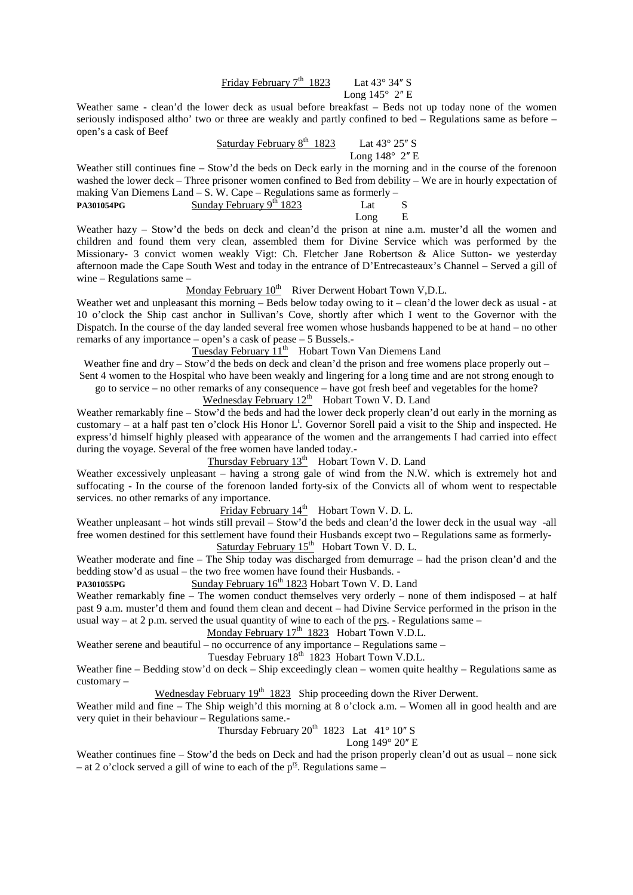Friday February 7th 1823 Lat 43° 34″ S
Long 145° 2″ E

Weather same - clean'd the lower deck as usual before breakfast – Beds not up today none of the women seriously indisposed altho' two or three are weakly and partly confined to bed – Regulations same as before – open's a cask of Beef

Saturday February 8th 1823 Lat 43° 25″ S
Long 148° 2″ E

Weather still continues fine – Stow'd the beds on Deck early in the morning and in the course of the forenoon washed the lower deck – Three prisoner women confined to Bed from debility – We are in hourly expectation of making Van Diemens Land – S. W. Cape – Regulations same as formerly –

**PA301054PG** Sunday February 9th 1823 Lat S
Long E

Weather hazy – Stow'd the beds on deck and clean'd the prison at nine a.m. muster'd all the women and children and found them very clean, assembled them for Divine Service which was performed by the Missionary- 3 convict women weakly Vigt: Ch. Fletcher Jane Robertson & Alice Sutton- we yesterday afternoon made the Cape South West and today in the entrance of D'Entrecasteaux's Channel – Served a gill of wine – Regulations same –

Monday February 10th River Derwent Hobart Town V,D.L.

Weather wet and unpleasant this morning – Beds below today owing to it – clean'd the lower deck as usual - at 10 o'clock the Ship cast anchor in Sullivan's Cove, shortly after which I went to the Governor with the Dispatch. In the course of the day landed several free women whose husbands happened to be at hand – no other remarks of any importance – open's a cask of pease – 5 Bussels.-

Tuesday February 11th Hobart Town Van Diemens Land

Weather fine and dry – Stow'd the beds on deck and clean'd the prison and free womens place properly out – Sent 4 women to the Hospital who have been weakly and lingering for a long time and are not strong enough to go to service – no other remarks of any consequence – have got fresh beef and vegetables for the home?

Wednesday February 12th Hobart Town V. D. Land

Weather remarkably fine – Stow'd the beds and had the lower deck properly clean'd out early in the morning as customary – at a half past ten o'clock His Honor Lt. Governor Sorell paid a visit to the Ship and inspected. He express'd himself highly pleased with appearance of the women and the arrangements I had carried into effect during the voyage. Several of the free women have landed today.-

Thursday February 13th Hobart Town V. D. Land

Weather excessively unpleasant – having a strong gale of wind from the N.W. which is extremely hot and suffocating - In the course of the forenoon landed forty-six of the Convicts all of whom went to respectable services. no other remarks of any importance.

Friday February 14th Hobart Town V. D. L.

Weather unpleasant – hot winds still prevail – Stow'd the beds and clean'd the lower deck in the usual way -all free women destined for this settlement have found their Husbands except two – Regulations same as formerly-

Saturday February 15th Hobart Town V. D. L.

Weather moderate and fine – The Ship today was discharged from demurrage – had the prison clean'd and the bedding stow'd as usual – the two free women have found their Husbands. -

**PA301055PG** Sunday February 16th 1823 Hobart Town V. D. Land

Weather remarkably fine – The women conduct themselves very orderly – none of them indisposed – at half past 9 a.m. muster'd them and found them clean and decent – had Divine Service performed in the prison in the usual way – at 2 p.m. served the usual quantity of wine to each of the prs. - Regulations same –

Monday February 17th 1823 Hobart Town V.D.L.

Weather serene and beautiful – no occurrence of any importance – Regulations same –

Tuesday February 18th 1823 Hobart Town V.D.L.

Weather fine – Bedding stow'd on deck – Ship exceedingly clean – women quite healthy – Regulations same as customary –

Wednesday February 19th 1823 Ship proceeding down the River Derwent.

Weather mild and fine – The Ship weigh'd this morning at 8 o'clock a.m. – Women all in good health and are very quiet in their behaviour – Regulations same.-

Thursday February 20th 1823 Lat 41° 10″ S
Long 149° 20″ E

Weather continues fine – Stow'd the beds on Deck and had the prison properly clean'd out as usual – none sick – at 2 o'clock served a gill of wine to each of the prs. Regulations same –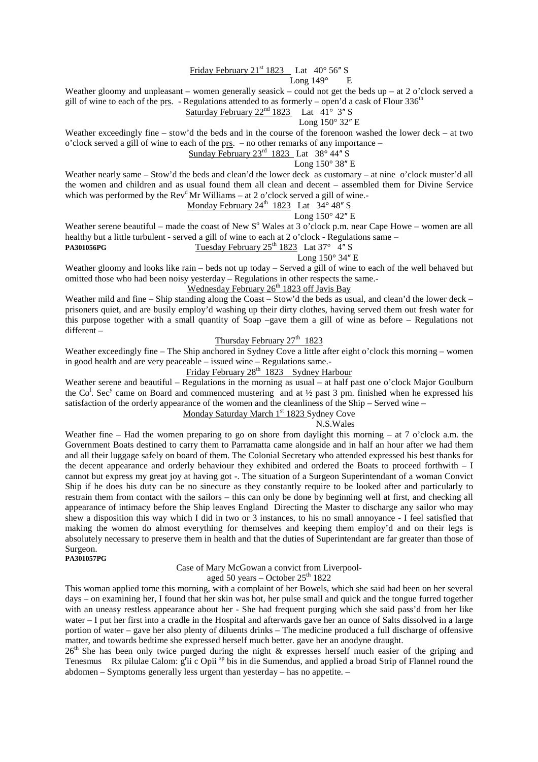Friday February 21st 1823   Lat 40° 56″ S
Long 149° E

Weather gloomy and unpleasant – women generally seasick – could not get the beds up – at 2 o'clock served a gill of wine to each of the prs. - Regulations attended to as formerly – open'd a cask of Flour 336th

Saturday February 22nd 1823   Lat 41° 3″ S
Long 150° 32″ E

Weather exceedingly fine – stow'd the beds and in the course of the forenoon washed the lower deck – at two o'clock served a gill of wine to each of the prs. – no other remarks of any importance –

Sunday February 23rd 1823   Lat 38° 44″ S
Long 150° 38″ E

Weather nearly same – Stow'd the beds and clean'd the lower deck as customary – at nine o'clock muster'd all the women and children and as usual found them all clean and decent – assembled them for Divine Service which was performed by the Revd Mr Williams – at 2 o'clock served a gill of wine.-

Monday February 24th 1823   Lat 34° 48″ S
Long 150° 42″ E

Weather serene beautiful – made the coast of New So Wales at 3 o'clock p.m. near Cape Howe – women are all healthy but a little turbulent - served a gill of wine to each at 2 o'clock - Regulations same –

**PA301056PG**

Tuesday February 25th 1823   Lat 37° 4″ S
Long 150° 34″ E

Weather gloomy and looks like rain – beds not up today – Served a gill of wine to each of the well behaved but omitted those who had been noisy yesterday – Regulations in other respects the same.-

Wednesday February 26th 1823 off Javis Bay

Weather mild and fine – Ship standing along the Coast – Stow'd the beds as usual, and clean'd the lower deck – prisoners quiet, and are busily employ'd washing up their dirty clothes, having served them out fresh water for this purpose together with a small quantity of Soap –gave them a gill of wine as before – Regulations not different –

Thursday February 27th 1823

Weather exceedingly fine – The Ship anchored in Sydney Cove a little after eight o'clock this morning – women in good health and are very peaceable – issued wine – Regulations same.-

Friday February 28th 1823   Sydney Harbour

Weather serene and beautiful – Regulations in the morning as usual – at half past one o'clock Major Goulburn the Col. Secy came on Board and commenced mustering and at ½ past 3 pm. finished when he expressed his satisfaction of the orderly appearance of the women and the cleanliness of the Ship – Served wine –

~~Monday~~ Saturday March 1st 1823 Sydney Cove
N.S.Wales

Weather fine – Had the women preparing to go on shore from daylight this morning – at 7 o'clock a.m. the Government Boats destined to carry them to Parramatta came alongside and in half an hour after we had them and all their luggage safely on board of them. The Colonial Secretary who attended expressed his best thanks for the decent appearance and orderly behaviour they exhibited and ordered the Boats to proceed forthwith – I cannot but express my great joy at having got -. The situation of a Surgeon Superintendant of a woman Convict Ship if he does his duty can be no sinecure as they constantly require to be looked after and particularly to restrain them from contact with the sailors – this can only be done by beginning well at first, and checking all appearance of intimacy before the Ship leaves England Directing the Master to discharge any sailor who may shew a disposition this way which I did in two or 3 instances, to his no small annoyance - I feel satisfied that making the women do almost everything for themselves and keeping them employ'd and on their legs is absolutely necessary to preserve them in health and that the duties of Superintendant are far greater than those of Surgeon.

**PA301057PG**

Case of Mary McGowan a convict from Liverpool-
aged 50 years – October 25th 1822

This woman applied tome this morning, with a complaint of her Bowels, which she said had been on her several days – on examining her, I found that her skin was hot, her pulse small and quick and the tongue furred together with an uneasy restless appearance about her - She had frequent purging which she said pass'd from her like water – I put her first into a cradle in the Hospital and afterwards gave her an ounce of Salts dissolved in a large portion of water – gave her also plenty of diluents drinks – The medicine produced a full discharge of offensive matter, and towards bedtime she expressed herself much better. gave her an anodyne draught.

26th She has been only twice purged during the night & expresses herself much easier of the griping and Tenesmus Rx pilulae Calom: grii c Opii sp bis in die Sumendus, and applied a broad Strip of Flannel round the abdomen – Symptoms generally less urgent than yesterday – has no appetite. –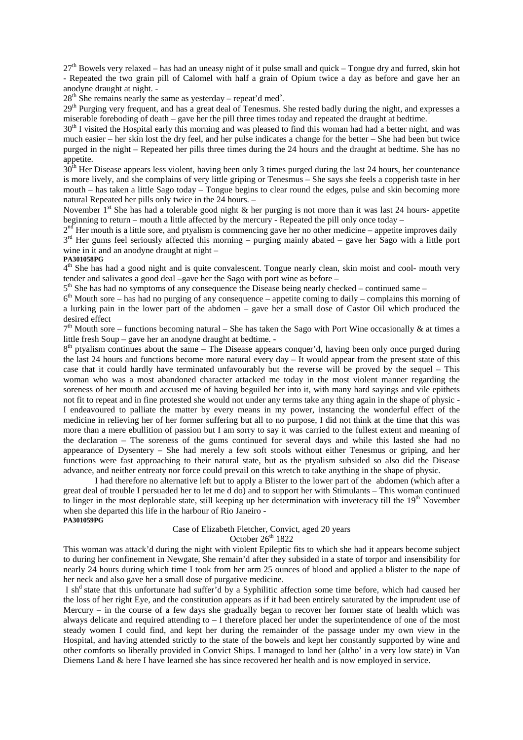27th Bowels very relaxed – has had an uneasy night of it pulse small and quick – Tongue dry and furred, skin hot - Repeated the two grain pill of Calomel with half a grain of Opium twice a day as before and gave her an anodyne draught at night. -

28th She remains nearly the same as yesterday – repeat'd med[e].

29th Purging very frequent, and has a great deal of Tenesmus. She rested badly during the night, and expresses a miserable foreboding of death – gave her the pill three times today and repeated the draught at bedtime.

30th I visited the Hospital early this morning and was pleased to find this woman had had a better night, and was much easier – her skin lost the dry feel, and her pulse indicates a change for the better – She had been but twice purged in the night – Repeated her pills three times during the 24 hours and the draught at bedtime. She has no appetite.

30th Her Disease appears less violent, having been only 3 times purged during the last 24 hours, her countenance is more lively, and she complains of very little griping or Tenesmus – She says she feels a copperish taste in her mouth – has taken a little Sago today – Tongue begins to clear round the edges, pulse and skin becoming more natural Repeated her pills only twice in the 24 hours. –

November 1st She has had a tolerable good night & her purging is not more than it was last 24 hours- appetite beginning to return – mouth a little affected by the mercury - Repeated the pill only once today –

2nd Her mouth is a little sore, and ptyalism is commencing gave her no other medicine – appetite improves daily

3rd Her gums feel seriously affected this morning – purging mainly abated – gave her Sago with a little port wine in it and an anodyne draught at night –

**PA301058PG**

4th She has had a good night and is quite convalescent. Tongue nearly clean, skin moist and cool- mouth very tender and salivates a good deal –gave her the Sago with port wine as before –

5th She has had no symptoms of any consequence the Disease being nearly checked – continued same –

6th Mouth sore – has had no purging of any consequence – appetite coming to daily – complains this morning of a lurking pain in the lower part of the abdomen – gave her a small dose of Castor Oil which produced the desired effect

7th Mouth sore – functions becoming natural – She has taken the Sago with Port Wine occasionally & at times a little fresh Soup – gave her an anodyne draught at bedtime. -

8th ptyalism continues about the same – The Disease appears conquer'd, having been only once purged during the last 24 hours and functions become more natural every day – It would appear from the present state of this case that it could hardly have terminated unfavourably but the reverse will be proved by the sequel – This woman who was a most abandoned character attacked me today in the most violent manner regarding the soreness of her mouth and accused me of having beguiled her into it, with many hard sayings and vile epithets not fit to repeat and in fine protested she would not under any terms take any thing again in the shape of physic - I endeavoured to palliate the matter by every means in my power, instancing the wonderful effect of the medicine in relieving her of her former suffering but all to no purpose, I did not think at the time that this was more than a mere ebullition of passion but I am sorry to say it was carried to the fullest extent and meaning of the declaration – The soreness of the gums continued for several days and while this lasted she had no appearance of Dysentery – She had merely a few soft stools without either Tenesmus or griping, and her functions were fast approaching to their natural state, but as the ptyalism subsided so also did the Disease advance, and neither entreaty nor force could prevail on this wretch to take anything in the shape of physic.

I had therefore no alternative left but to apply a Blister to the lower part of the abdomen (which after a great deal of trouble I persuaded her to let me d do) and to support her with Stimulants – This woman continued to linger in the most deplorable state, still keeping up her determination with inveteracy till the 19th November when she departed this life in the harbour of Rio Janeiro -

**PA301059PG**

Case of Elizabeth Fletcher, Convict, aged 20 years
October 26th 1822

This woman was attack'd during the night with violent Epileptic fits to which she had it appears become subject to during her confinement in Newgate, She remain'd after they subsided in a state of torpor and insensibility for nearly 24 hours during which time I took from her arm 25 ounces of blood and applied a blister to the nape of her neck and also gave her a small dose of purgative medicine.

I sh[d] state that this unfortunate had suffer'd by a Syphilitic affection some time before, which had caused her the loss of her right Eye, and the constitution appears as if it had been entirely saturated by the imprudent use of Mercury – in the course of a few days she gradually began to recover her former state of health which was always delicate and required attending to – I therefore placed her under the superintendence of one of the most steady women I could find, and kept her during the remainder of the passage under my own view in the Hospital, and having attended strictly to the state of the bowels and kept her constantly supported by wine and other comforts so liberally provided in Convict Ships. I managed to land her (altho' in a very low state) in Van Diemens Land & here I have learned she has since recovered her health and is now employed in service.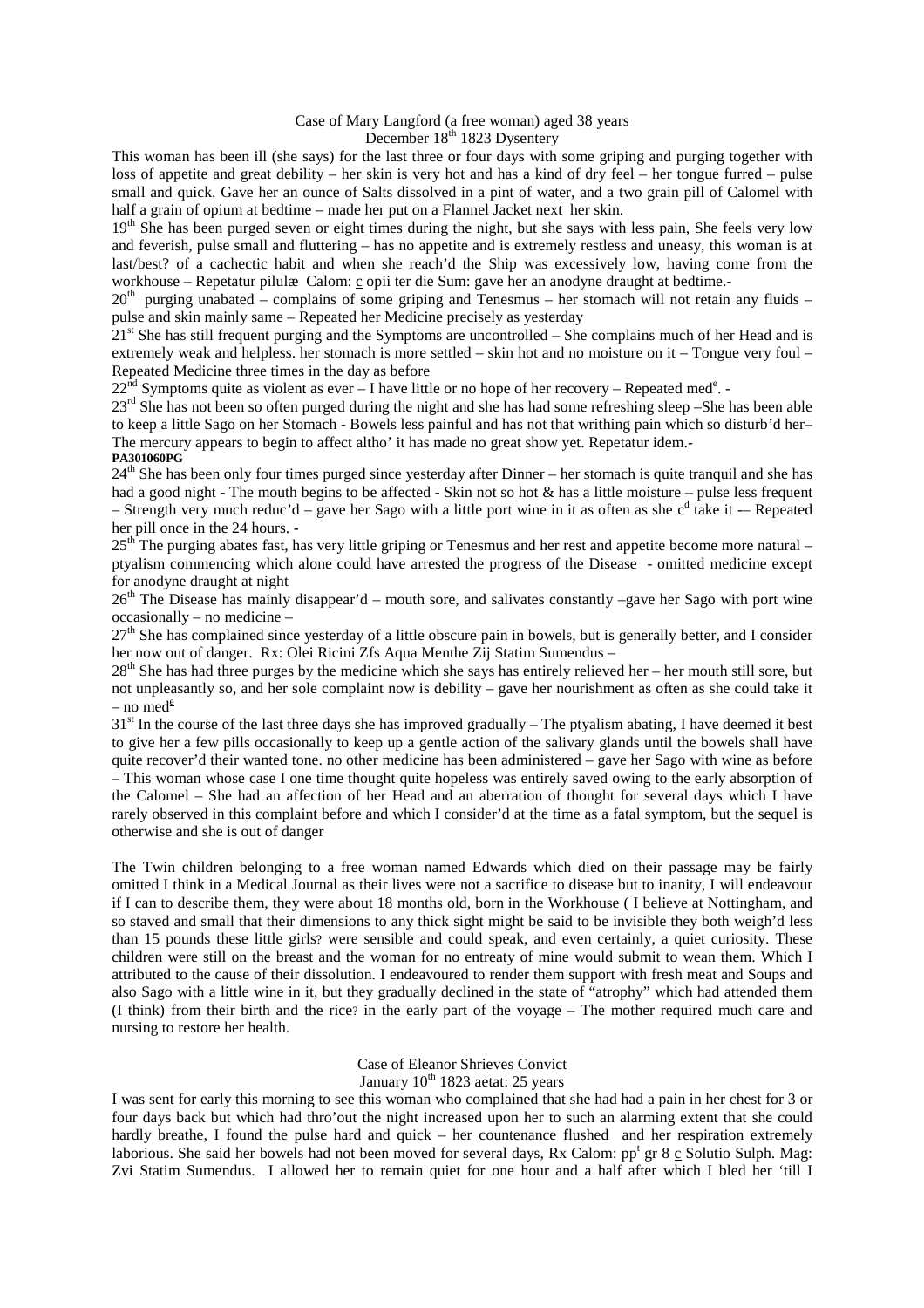Case of Mary Langford (a free woman) aged 38 years
December 18th 1823 Dysentery

This woman has been ill (she says) for the last three or four days with some griping and purging together with loss of appetite and great debility – her skin is very hot and has a kind of dry feel – her tongue furred – pulse small and quick. Gave her an ounce of Salts dissolved in a pint of water, and a two grain pill of Calomel with half a grain of opium at bedtime – made her put on a Flannel Jacket next her skin.

19th She has been purged seven or eight times during the night, but she says with less pain, She feels very low and feverish, pulse small and fluttering – has no appetite and is extremely restless and uneasy, this woman is at last/best? of a cachectic habit and when she reach'd the Ship was excessively low, having come from the workhouse – Repetatur pilulæ Calom: c opii ter die Sum: gave her an anodyne draught at bedtime.-

20th purging unabated – complains of some griping and Tenesmus – her stomach will not retain any fluids – pulse and skin mainly same – Repeated her Medicine precisely as yesterday

21st She has still frequent purging and the Symptoms are uncontrolled – She complains much of her Head and is extremely weak and helpless. her stomach is more settled – skin hot and no moisture on it – Tongue very foul – Repeated Medicine three times in the day as before

22nd Symptoms quite as violent as ever – I have little or no hope of her recovery – Repeated med[e]. -

23rd She has not been so often purged during the night and she has had some refreshing sleep –She has been able to keep a little Sago on her Stomach - Bowels less painful and has not that writhing pain which so disturb'd her– The mercury appears to begin to affect altho' it has made no great show yet. Repetatur idem.-

**PA301060PG**

24th She has been only four times purged since yesterday after Dinner – her stomach is quite tranquil and she has had a good night - The mouth begins to be affected - Skin not so hot & has a little moisture – pulse less frequent – Strength very much reduc'd – gave her Sago with a little port wine in it as often as she c[d] take it -– Repeated her pill once in the 24 hours. -

25th The purging abates fast, has very little griping or Tenesmus and her rest and appetite become more natural – ptyalism commencing which alone could have arrested the progress of the Disease - omitted medicine except for anodyne draught at night

26th The Disease has mainly disappear'd – mouth sore, and salivates constantly –gave her Sago with port wine occasionally – no medicine –

27th She has complained since yesterday of a little obscure pain in bowels, but is generally better, and I consider her now out of danger. Rx: Olei Ricini Zfs Aqua Menthe Zij Statim Sumendus –

28th She has had three purges by the medicine which she says has entirely relieved her – her mouth still sore, but not unpleasantly so, and her sole complaint now is debility – gave her nourishment as often as she could take it – no med[e]

31st In the course of the last three days she has improved gradually – The ptyalism abating, I have deemed it best to give her a few pills occasionally to keep up a gentle action of the salivary glands until the bowels shall have quite recover'd their wanted tone. no other medicine has been administered – gave her Sago with wine as before – This woman whose case I one time thought quite hopeless was entirely saved owing to the early absorption of the Calomel – She had an affection of her Head and an aberration of thought for several days which I have rarely observed in this complaint before and which I consider'd at the time as a fatal symptom, but the sequel is otherwise and she is out of danger

The Twin children belonging to a free woman named Edwards which died on their passage may be fairly omitted I think in a Medical Journal as their lives were not a sacrifice to disease but to inanity, I will endeavour if I can to describe them, they were about 18 months old, born in the Workhouse ( I believe at Nottingham, and so staved and small that their dimensions to any thick sight might be said to be invisible they both weigh'd less than 15 pounds these little girls? were sensible and could speak, and even certainly, a quiet curiosity. These children were still on the breast and the woman for no entreaty of mine would submit to wean them. Which I attributed to the cause of their dissolution. I endeavoured to render them support with fresh meat and Soups and also Sago with a little wine in it, but they gradually declined in the state of "atrophy" which had attended them (I think) from their birth and the rice? in the early part of the voyage – The mother required much care and nursing to restore her health.

Case of Eleanor Shrieves Convict
January 10th 1823 aetat: 25 years

I was sent for early this morning to see this woman who complained that she had had a pain in her chest for 3 or four days back but which had thro'out the night increased upon her to such an alarming extent that she could hardly breathe, I found the pulse hard and quick – her countenance flushed and her respiration extremely laborious. She said her bowels had not been moved for several days, Rx Calom: pp[t] gr 8 c Solutio Sulph. Mag: Zvi Statim Sumendus. I allowed her to remain quiet for one hour and a half after which I bled her 'till I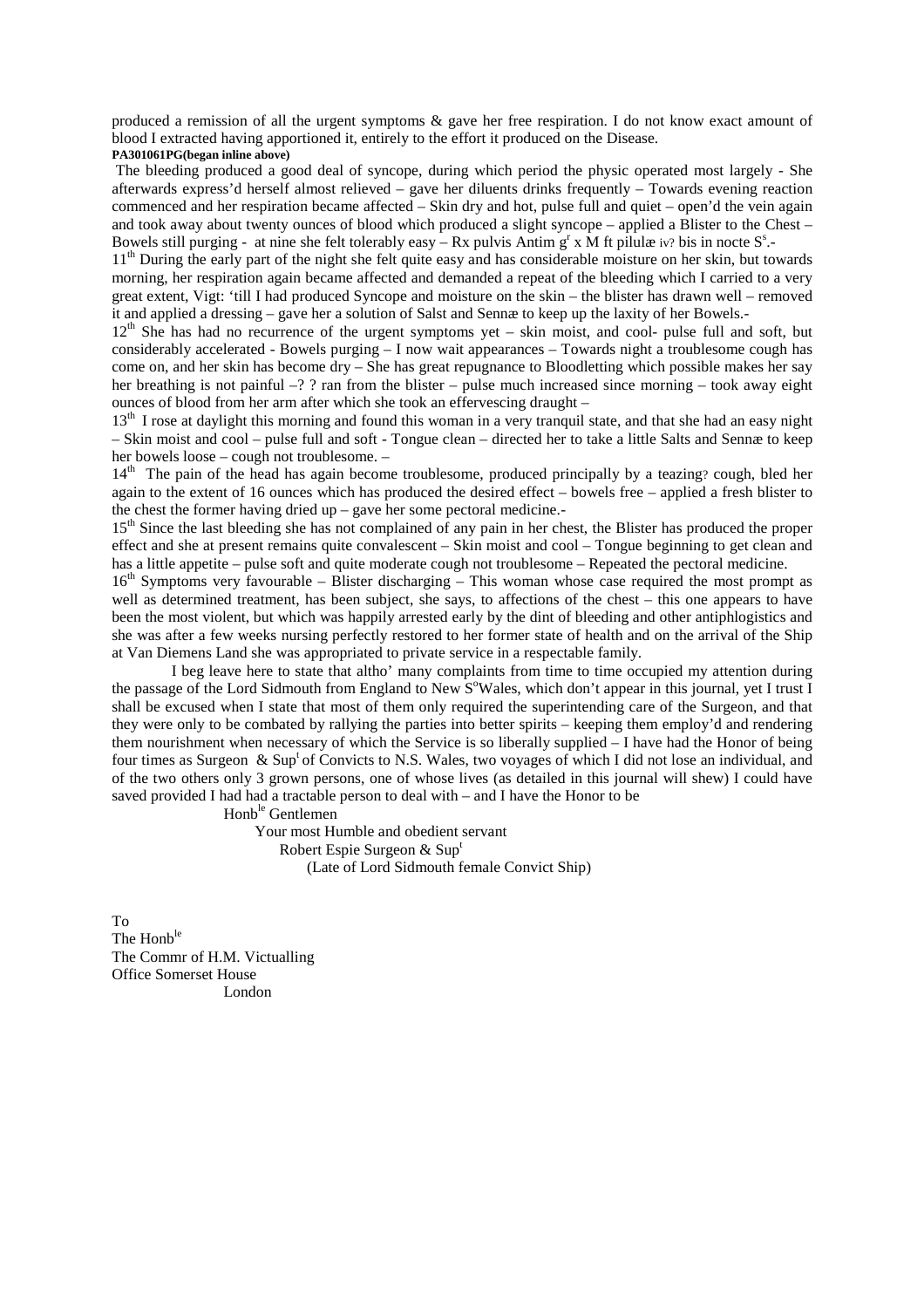produced a remission of all the urgent symptoms & gave her free respiration. I do not know exact amount of blood I extracted having apportioned it, entirely to the effort it produced on the Disease.

**PA301061PG(began inline above)**

The bleeding produced a good deal of syncope, during which period the physic operated most largely - She afterwards express'd herself almost relieved – gave her diluents drinks frequently – Towards evening reaction commenced and her respiration became affected – Skin dry and hot, pulse full and quiet – open'd the vein again and took away about twenty ounces of blood which produced a slight syncope – applied a Blister to the Chest – Bowels still purging - at nine she felt tolerably easy – Rx pulvis Antim g^r x M ft pilulæ iv? bis in nocte S^s.-

11^th During the early part of the night she felt quite easy and has considerable moisture on her skin, but towards morning, her respiration again became affected and demanded a repeat of the bleeding which I carried to a very great extent, Vigt: 'till I had produced Syncope and moisture on the skin – the blister has drawn well – removed it and applied a dressing – gave her a solution of Salst and Sennæ to keep up the laxity of her Bowels.-

12^th She has had no recurrence of the urgent symptoms yet – skin moist, and cool- pulse full and soft, but considerably accelerated - Bowels purging – I now wait appearances – Towards night a troublesome cough has come on, and her skin has become dry – She has great repugnance to Bloodletting which possible makes her say her breathing is not painful –? ? ran from the blister – pulse much increased since morning – took away eight ounces of blood from her arm after which she took an effervescing draught –

13^th I rose at daylight this morning and found this woman in a very tranquil state, and that she had an easy night – Skin moist and cool – pulse full and soft - Tongue clean – directed her to take a little Salts and Sennæ to keep her bowels loose – cough not troublesome. –

14^th The pain of the head has again become troublesome, produced principally by a teazing? cough, bled her again to the extent of 16 ounces which has produced the desired effect – bowels free – applied a fresh blister to the chest the former having dried up – gave her some pectoral medicine.-

15^th Since the last bleeding she has not complained of any pain in her chest, the Blister has produced the proper effect and she at present remains quite convalescent – Skin moist and cool – Tongue beginning to get clean and has a little appetite – pulse soft and quite moderate cough not troublesome – Repeated the pectoral medicine.

16^th Symptoms very favourable – Blister discharging – This woman whose case required the most prompt as well as determined treatment, has been subject, she says, to affections of the chest – this one appears to have been the most violent, but which was happily arrested early by the dint of bleeding and other antiphlogistics and she was after a few weeks nursing perfectly restored to her former state of health and on the arrival of the Ship at Van Diemens Land she was appropriated to private service in a respectable family.

I beg leave here to state that altho' many complaints from time to time occupied my attention during the passage of the Lord Sidmouth from England to New S^o Wales, which don't appear in this journal, yet I trust I shall be excused when I state that most of them only required the superintending care of the Surgeon, and that they were only to be combated by rallying the parties into better spirits – keeping them employ'd and rendering them nourishment when necessary of which the Service is so liberally supplied – I have had the Honor of being four times as Surgeon & Sup^t of Convicts to N.S. Wales, two voyages of which I did not lose an individual, and of the two others only 3 grown persons, one of whose lives (as detailed in this journal will shew) I could have saved provided I had had a tractable person to deal with – and I have the Honor to be

Honb^le Gentlemen

Your most Humble and obedient servant

Robert Espie Surgeon & Sup^t

(Late of Lord Sidmouth female Convict Ship)

To
The Honb^le
The Commr of H.M. Victualling
Office Somerset House
London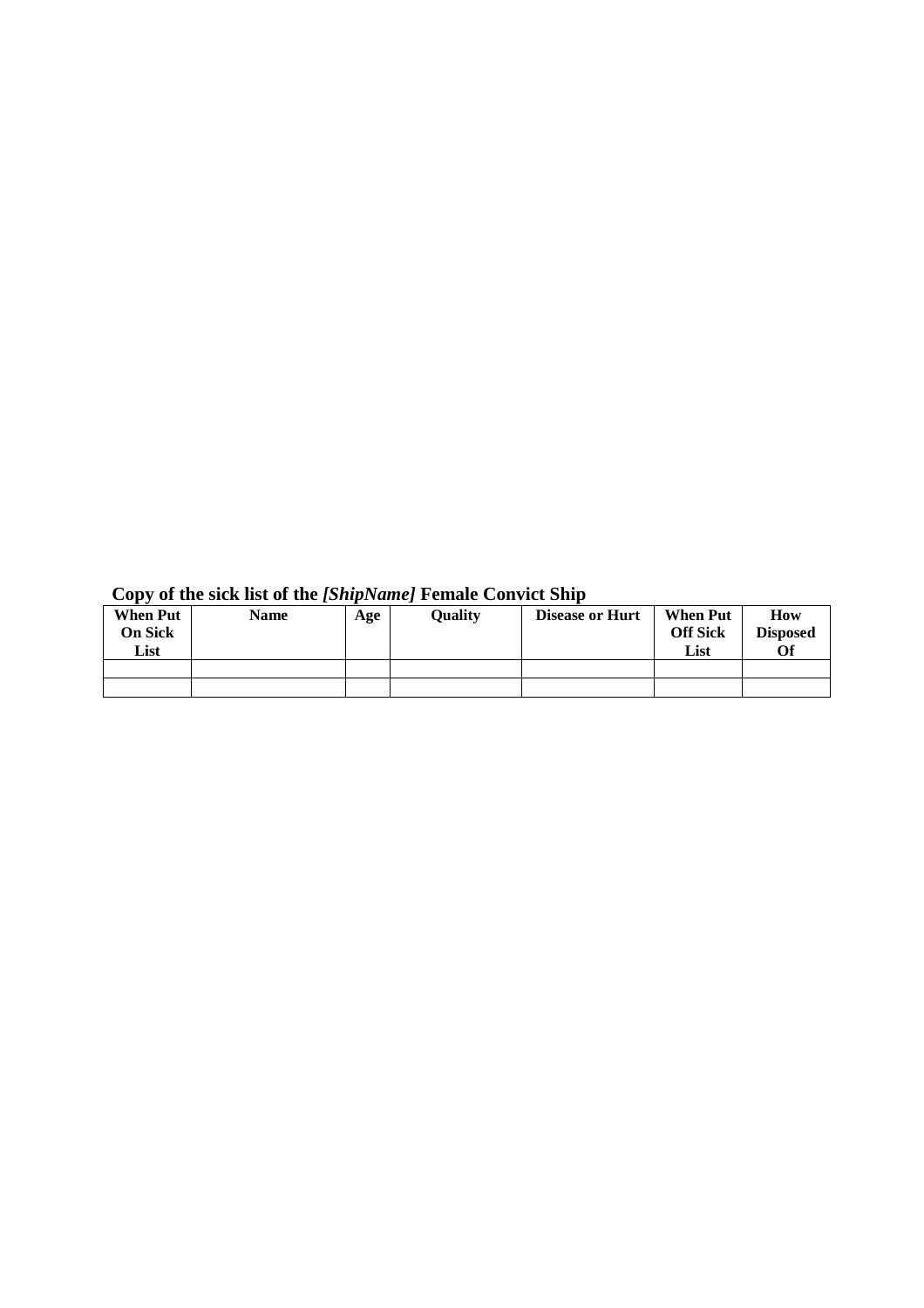**Copy of the sick list of the *[ShipName]* Female Convict Ship**

| When Put On Sick List | Name | Age | Quality | Disease or Hurt | When Put Off Sick List | How Disposed Of |
|---|---|---|---|---|---|---|
| | | | | | | |
| | | | | | | |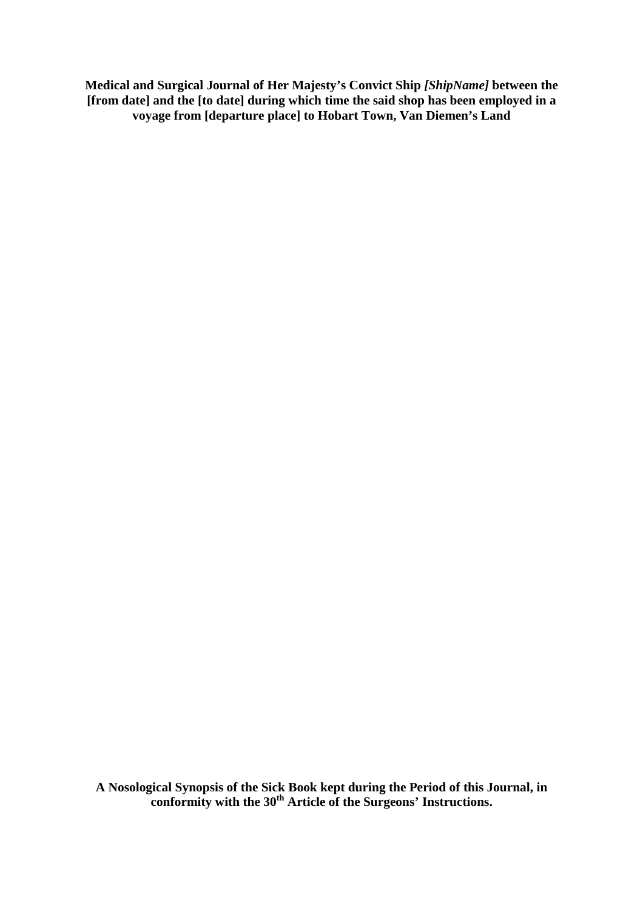**Medical and Surgical Journal of Her Majesty's Convict Ship *[ShipName]* between the [from date] and the [to date] during which time the said shop has been employed in a voyage from [departure place] to Hobart Town, Van Diemen's Land**

**A Nosological Synopsis of the Sick Book kept during the Period of this Journal, in conformity with the 30th Article of the Surgeons' Instructions.**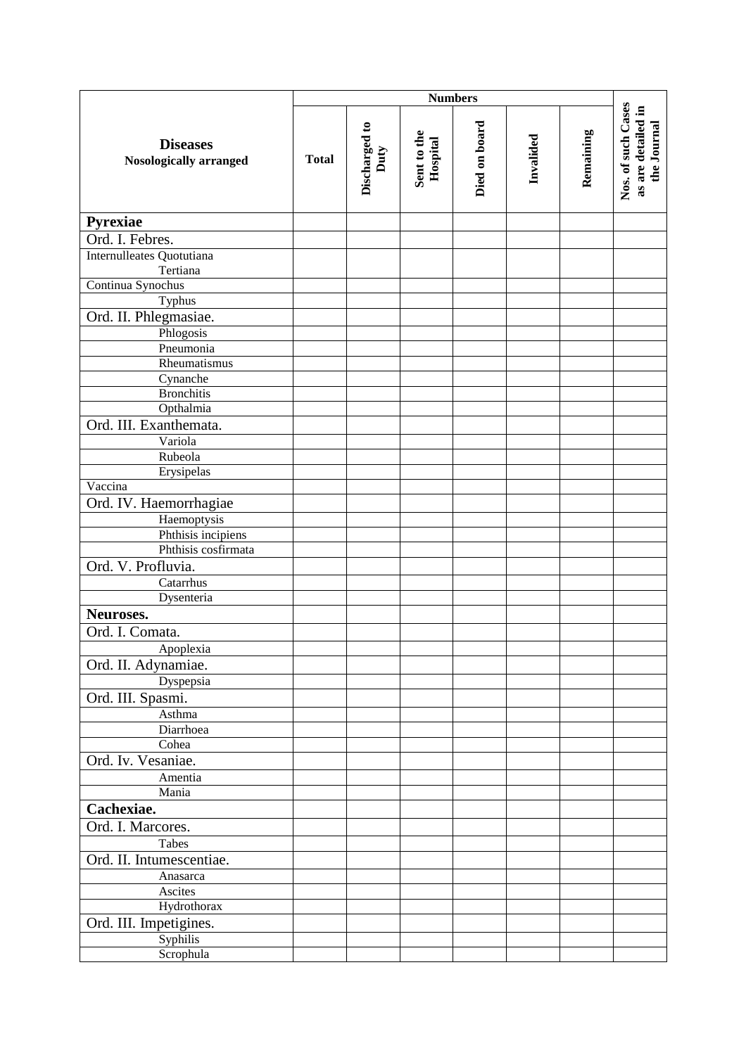| Diseases Nosologically arranged | Numbers | | | | | | Nos. of such Cases as are detailed in the Journal |
|---|---|---|---|---|---|---|---|
| | Total | Discharged to Duty | Sent to the Hospital | Died on board | Invalided | Remaining | |
| **Pyrexiae** | | | | | | | |
| Ord. I. Febres. | | | | | | | |
| Internulleates Quotutiana | | | | | | | |
| Tertiana | | | | | | | |
| Continua Synochus | | | | | | | |
| Typhus | | | | | | | |
| Ord. II. Phlegmasiae. | | | | | | | |
| Phlogosis | | | | | | | |
| Pneumonia | | | | | | | |
| Rheumatismus | | | | | | | |
| Cynanche | | | | | | | |
| Bronchitis | | | | | | | |
| Opthalmia | | | | | | | |
| Ord. III. Exanthemata. | | | | | | | |
| Variola | | | | | | | |
| Rubeola | | | | | | | |
| Erysipelas | | | | | | | |
| Vaccina | | | | | | | |
| Ord. IV. Haemorrhagiae | | | | | | | |
| Haemoptysis | | | | | | | |
| Phthisis incipiens | | | | | | | |
| Phthisis cosfirmata | | | | | | | |
| Ord. V. Profluvia. | | | | | | | |
| Catarrhus | | | | | | | |
| Dysenteria | | | | | | | |
| **Neuroses.** | | | | | | | |
| Ord. I. Comata. | | | | | | | |
| Apoplexia | | | | | | | |
| Ord. II. Adynamiae. | | | | | | | |
| Dyspepsia | | | | | | | |
| Ord. III. Spasmi. | | | | | | | |
| Asthma | | | | | | | |
| Diarrhoea | | | | | | | |
| Cohea | | | | | | | |
| Ord. Iv. Vesaniae. | | | | | | | |
| Amentia | | | | | | | |
| Mania | | | | | | | |
| **Cachexiae.** | | | | | | | |
| Ord. I. Marcores. | | | | | | | |
| Tabes | | | | | | | |
| Ord. II. Intumescentiae. | | | | | | | |
| Anasarca | | | | | | | |
| Ascites | | | | | | | |
| Hydrothorax | | | | | | | |
| Ord. III. Impetigines. | | | | | | | |
| Syphilis | | | | | | | |
| Scrophula | | | | | | | |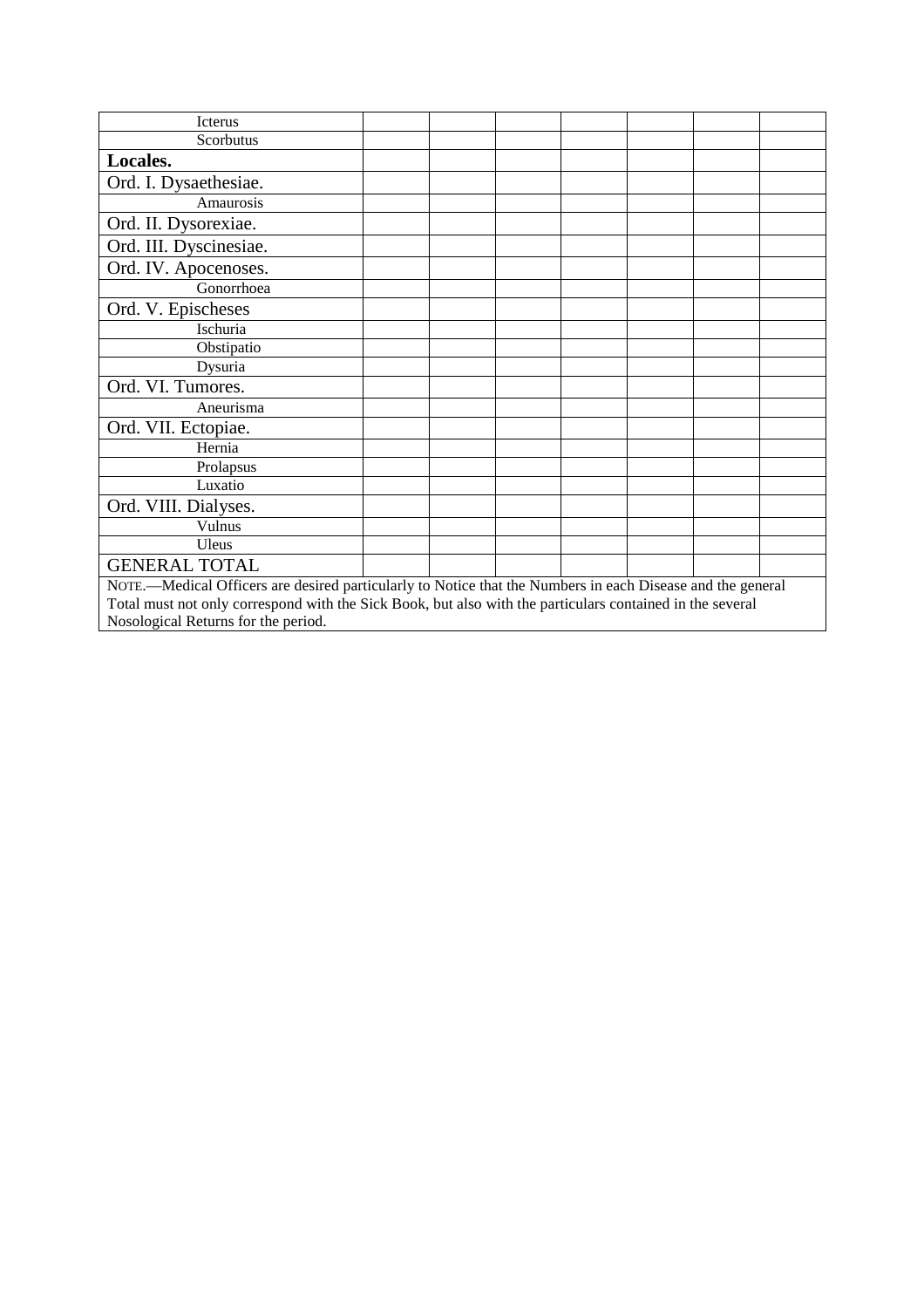| | | | | | | | |
|---|---|---|---|---|---|---|---|
| Icterus | | | | | | | |
| Scorbutus | | | | | | | |
| **Locales.** | | | | | | | |
| Ord. I. Dysaethesiae. | | | | | | | |
| Amaurosis | | | | | | | |
| Ord. II. Dysorexiae. | | | | | | | |
| Ord. III. Dyscinesiae. | | | | | | | |
| Ord. IV. Apocenoses. | | | | | | | |
| Gonorrhoea | | | | | | | |
| Ord. V. Epischeses | | | | | | | |
| Ischuria | | | | | | | |
| Obstipatio | | | | | | | |
| Dysuria | | | | | | | |
| Ord. VI. Tumores. | | | | | | | |
| Aneurisma | | | | | | | |
| Ord. VII. Ectopiae. | | | | | | | |
| Hernia | | | | | | | |
| Prolapsus | | | | | | | |
| Luxatio | | | | | | | |
| Ord. VIII. Dialyses. | | | | | | | |
| Vulnus | | | | | | | |
| Uleus | | | | | | | |
| GENERAL TOTAL | | | | | | | |

NOTE.—Medical Officers are desired particularly to Notice that the Numbers in each Disease and the general Total must not only correspond with the Sick Book, but also with the particulars contained in the several Nosological Returns for the period.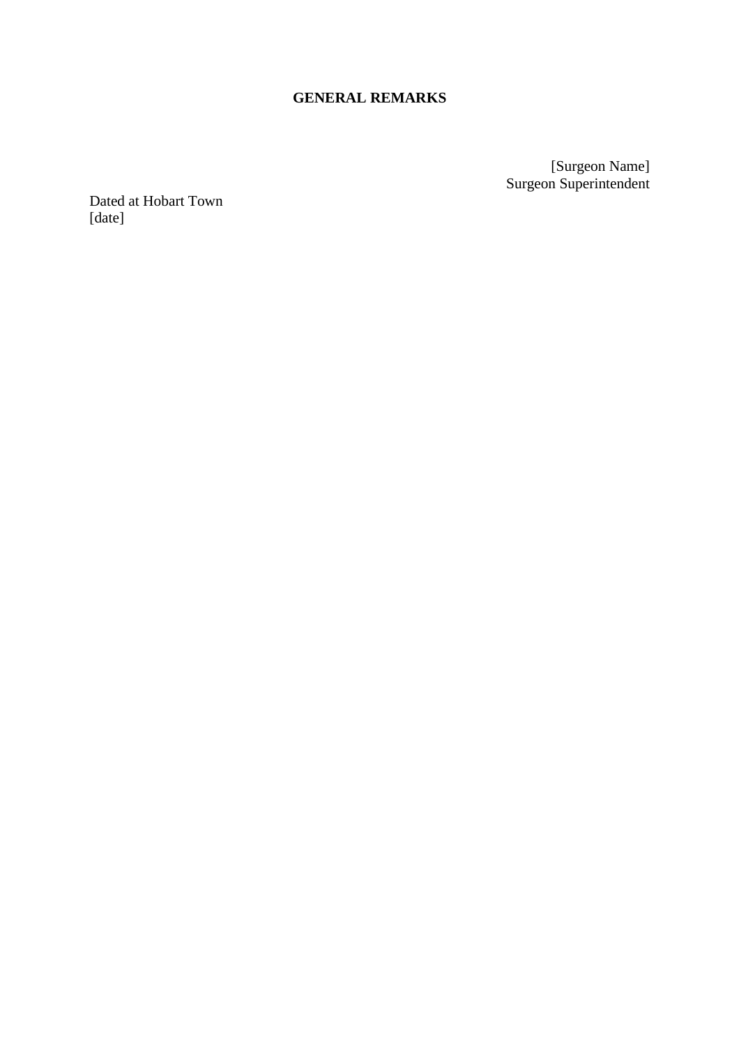## GENERAL REMARKS

[Surgeon Name]
Surgeon Superintendent

Dated at Hobart Town
[date]